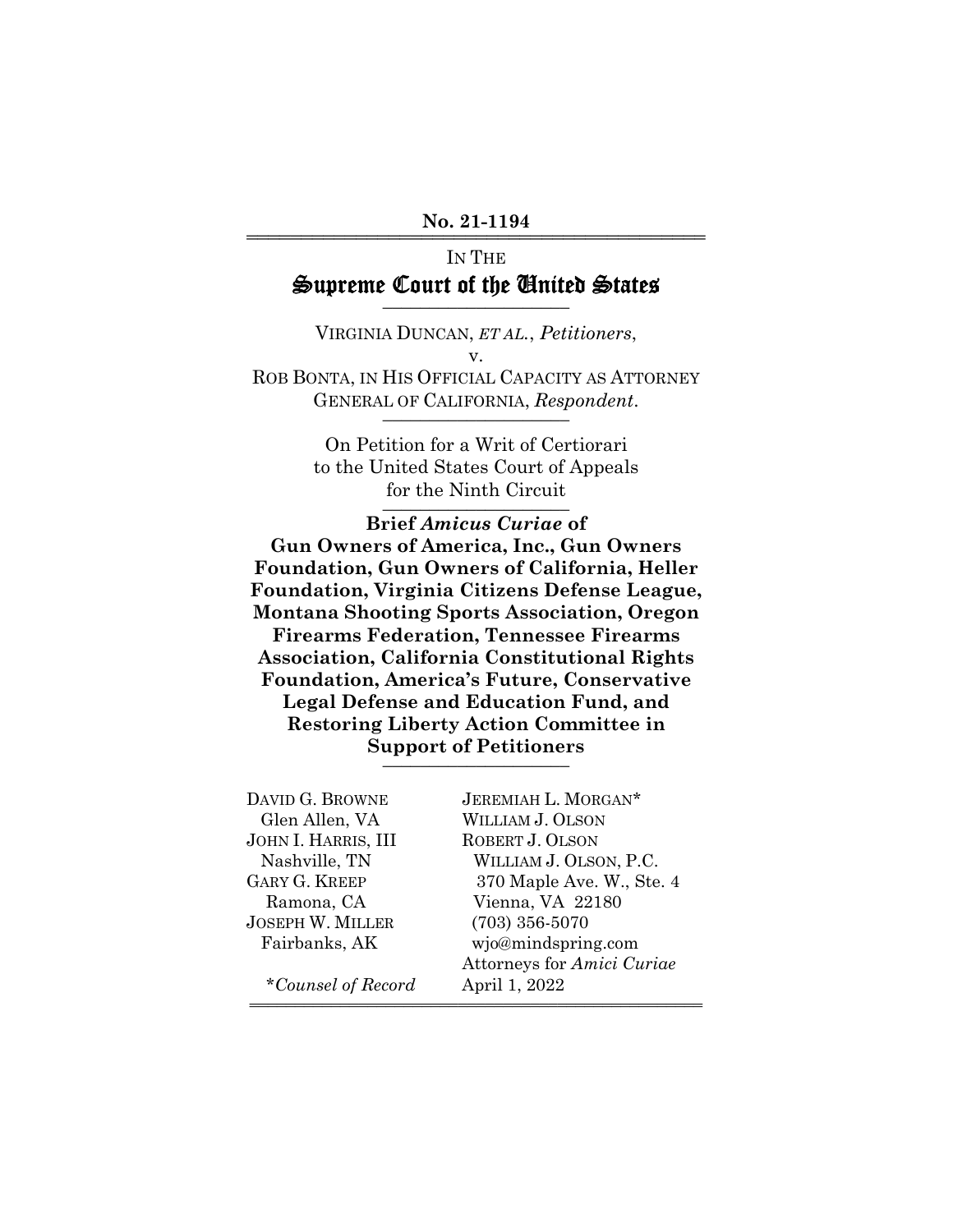**No. 21-1194**

IN THE

# Supreme Court of the United States

---

VIRGINIA DUNCAN, *ET AL.*, *Petitioners*,

v.

ROB BONTA, IN HIS OFFICIAL CAPACITY AS ATTORNEY GENERAL OF CALIFORNIA, *Respondent*.

---

On Petition for a Writ of Certiorari to the United States Court of Appeals for the Ninth Circuit

---

**Brief *Amicus Curiae* of Gun Owners of America, Inc., Gun Owners Foundation, Gun Owners of California, Heller Foundation, Virginia Citizens Defense League, Montana Shooting Sports Association, Oregon Firearms Federation, Tennessee Firearms Association, California Constitutional Rights Foundation, America's Future, Conservative Legal Defense and Education Fund, and Restoring Liberty Action Committee in Support of Petitioners**

---

DAVID G. BROWNE
Glen Allen, VA
JOHN I. HARRIS, III
Nashville, TN
GARY G. KREEP
Ramona, CA
JOSEPH W. MILLER
Fairbanks, AK

*\*Counsel of Record*

JEREMIAH L. MORGAN*
WILLIAM J. OLSON
ROBERT J. OLSON
WILLIAM J. OLSON, P.C.
370 Maple Ave. W., Ste. 4
Vienna, VA 22180
(703) 356-5070
wjo@mindspring.com
Attorneys for *Amici Curiae*
April 1, 2022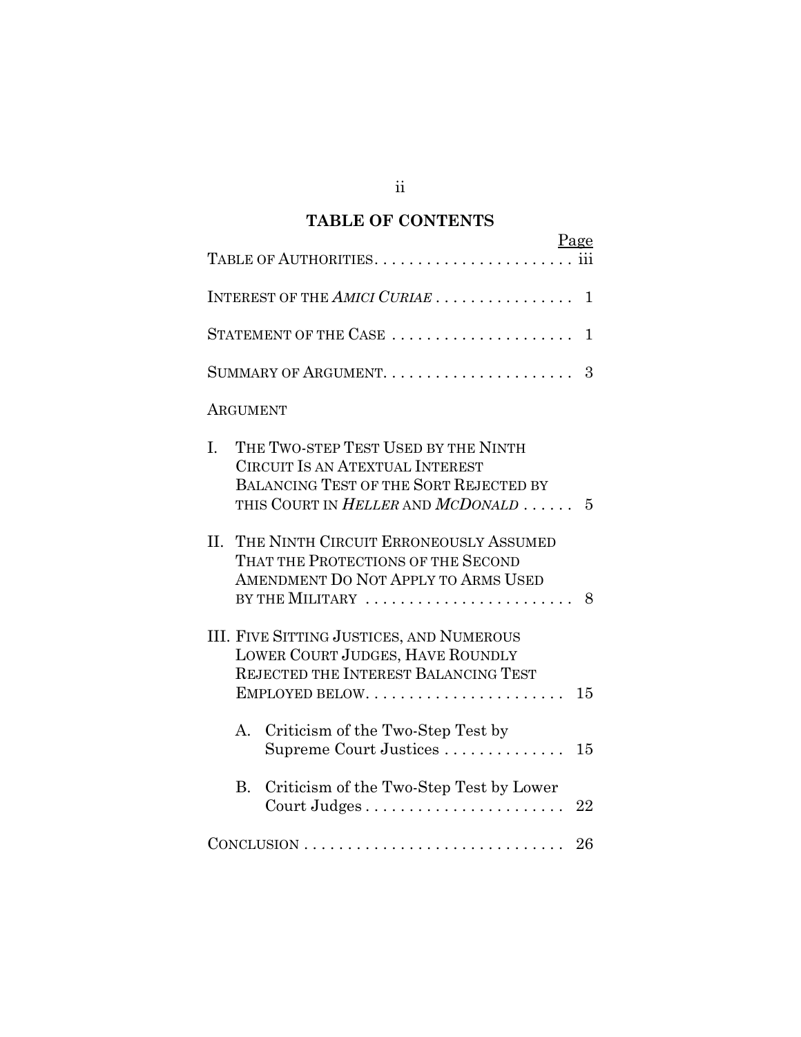## TABLE OF CONTENTS

| | Page |
|---|---|
| TABLE OF AUTHORITIES | iii |
| INTEREST OF THE *AMICI CURIAE* | 1 |
| STATEMENT OF THE CASE | 1 |
| SUMMARY OF ARGUMENT | 3 |
| ARGUMENT | |
| I. THE TWO-STEP TEST USED BY THE NINTH CIRCUIT IS AN ATEXTUAL INTEREST BALANCING TEST OF THE SORT REJECTED BY THIS COURT IN *HELLER* AND *MCDONALD* | 5 |
| II. THE NINTH CIRCUIT ERRONEOUSLY ASSUMED THAT THE PROTECTIONS OF THE SECOND AMENDMENT DO NOT APPLY TO ARMS USED BY THE MILITARY | 8 |
| III. FIVE SITTING JUSTICES, AND NUMEROUS LOWER COURT JUDGES, HAVE ROUNDLY REJECTED THE INTEREST BALANCING TEST EMPLOYED BELOW | 15 |
| A. Criticism of the Two-Step Test by Supreme Court Justices | 15 |
| B. Criticism of the Two-Step Test by Lower Court Judges | 22 |
| CONCLUSION | 26 |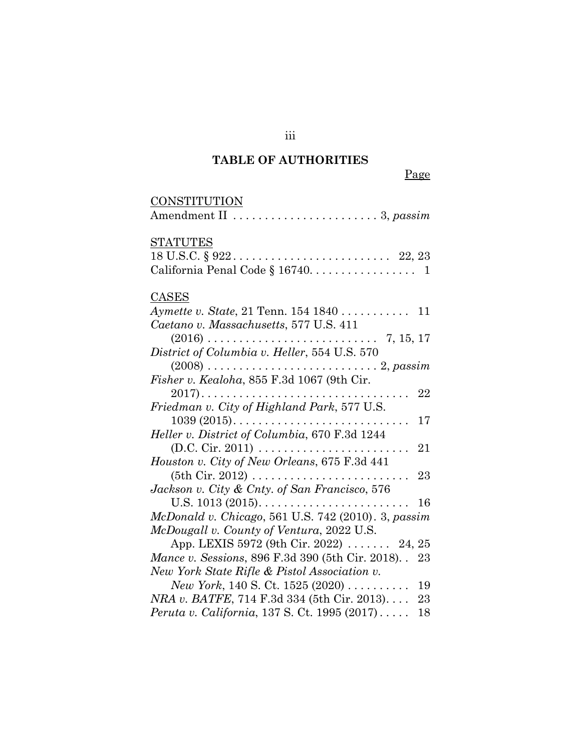# TABLE OF AUTHORITIES

Page

CONSTITUTION

Amendment II . . . . . . . . . . . . . . . . . . . . . . . 3, *passim*

STATUTES

18 U.S.C. § 922 . . . . . . . . . . . . . . . . . . . . . . . . . 22, 23

California Penal Code § 16740. . . . . . . . . . . . . . . . . 1

CASES

*Aymette v. State*, 21 Tenn. 154 1840 . . . . . . . . . . . 11

*Caetano v. Massachusetts*, 577 U.S. 411 (2016) . . . . . . . . . . . . . . . . . . . . . . . . . . . 7, 15, 17

*District of Columbia v. Heller*, 554 U.S. 570 (2008) . . . . . . . . . . . . . . . . . . . . . . . . . . . 2, *passim*

*Fisher v. Kealoha*, 855 F.3d 1067 (9th Cir. 2017). . . . . . . . . . . . . . . . . . . . . . . . . . . . . . . . . 22

*Friedman v. City of Highland Park*, 577 U.S. 1039 (2015). . . . . . . . . . . . . . . . . . . . . . . . . . . . 17

*Heller v. District of Columbia*, 670 F.3d 1244 (D.C. Cir. 2011) . . . . . . . . . . . . . . . . . . . . . . . . 21

*Houston v. City of New Orleans*, 675 F.3d 441 (5th Cir. 2012) . . . . . . . . . . . . . . . . . . . . . . . . . 23

*Jackson v. City & Cnty. of San Francisco*, 576 U.S. 1013 (2015). . . . . . . . . . . . . . . . . . . . . . . . 16

*McDonald v. Chicago*, 561 U.S. 742 (2010). 3, *passim*

*McDougall v. County of Ventura*, 2022 U.S. App. LEXIS 5972 (9th Cir. 2022) . . . . . . . 24, 25

*Mance v. Sessions*, 896 F.3d 390 (5th Cir. 2018). . 23

*New York State Rifle & Pistol Association v. New York*, 140 S. Ct. 1525 (2020) . . . . . . . . . . 19

*NRA v. BATFE*, 714 F.3d 334 (5th Cir. 2013). . . . 23

*Peruta v. California*, 137 S. Ct. 1995 (2017) . . . . . 18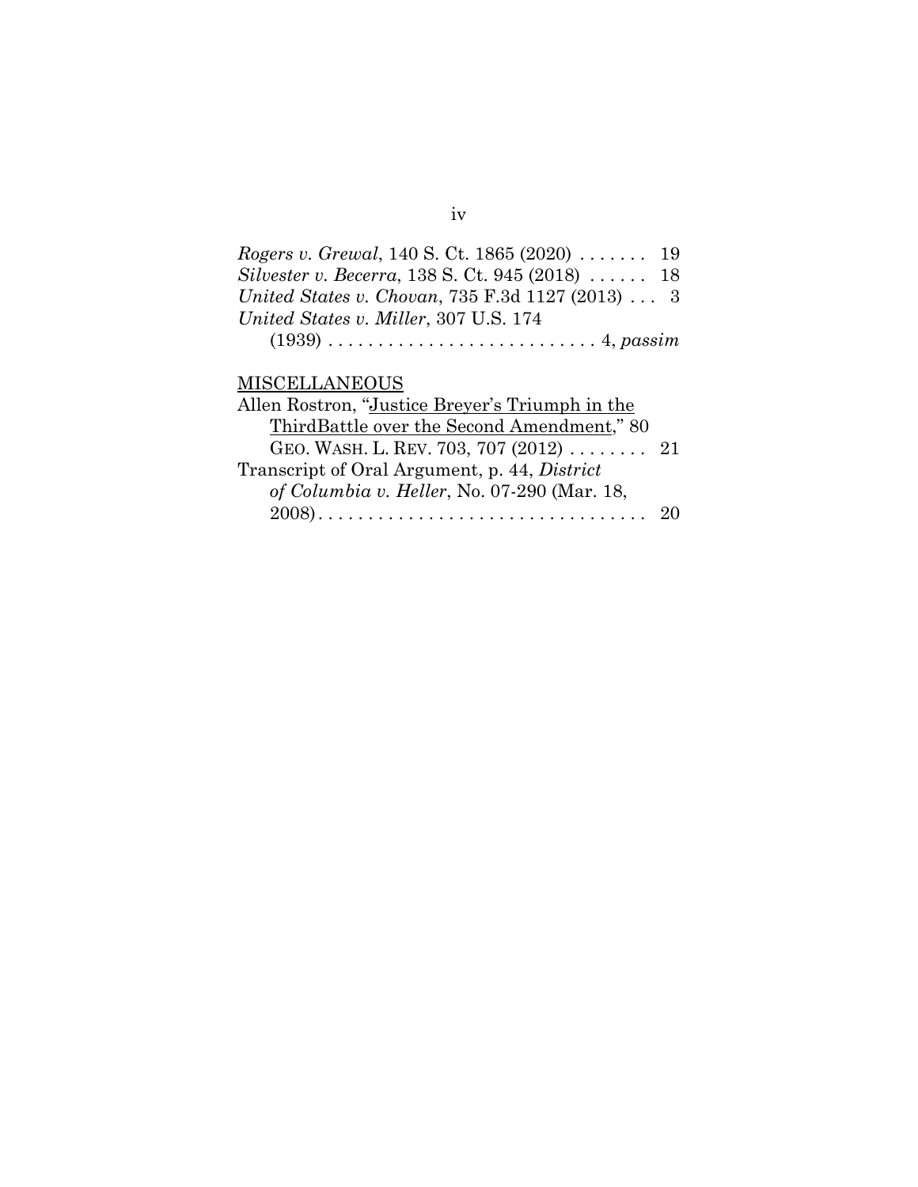*Rogers v. Grewal*, 140 S. Ct. 1865 (2020) . . . . . . . 19
*Silvester v. Becerra*, 138 S. Ct. 945 (2018) . . . . . . 18
*United States v. Chovan*, 735 F.3d 1127 (2013) . . . 3
*United States v. Miller*, 307 U.S. 174 (1939) . . . . . . . . . . . . . . . . . . . . . . . . . . . 4, *passim*

MISCELLANEOUS

Allen Rostron, "Justice Breyer's Triumph in the ThirdBattle over the Second Amendment," 80 GEO. WASH. L. REV. 703, 707 (2012) . . . . . . . . 21

Transcript of Oral Argument, p. 44, *District of Columbia v. Heller*, No. 07-290 (Mar. 18, 2008). . . . . . . . . . . . . . . . . . . . . . . . . . . . . . . . . 20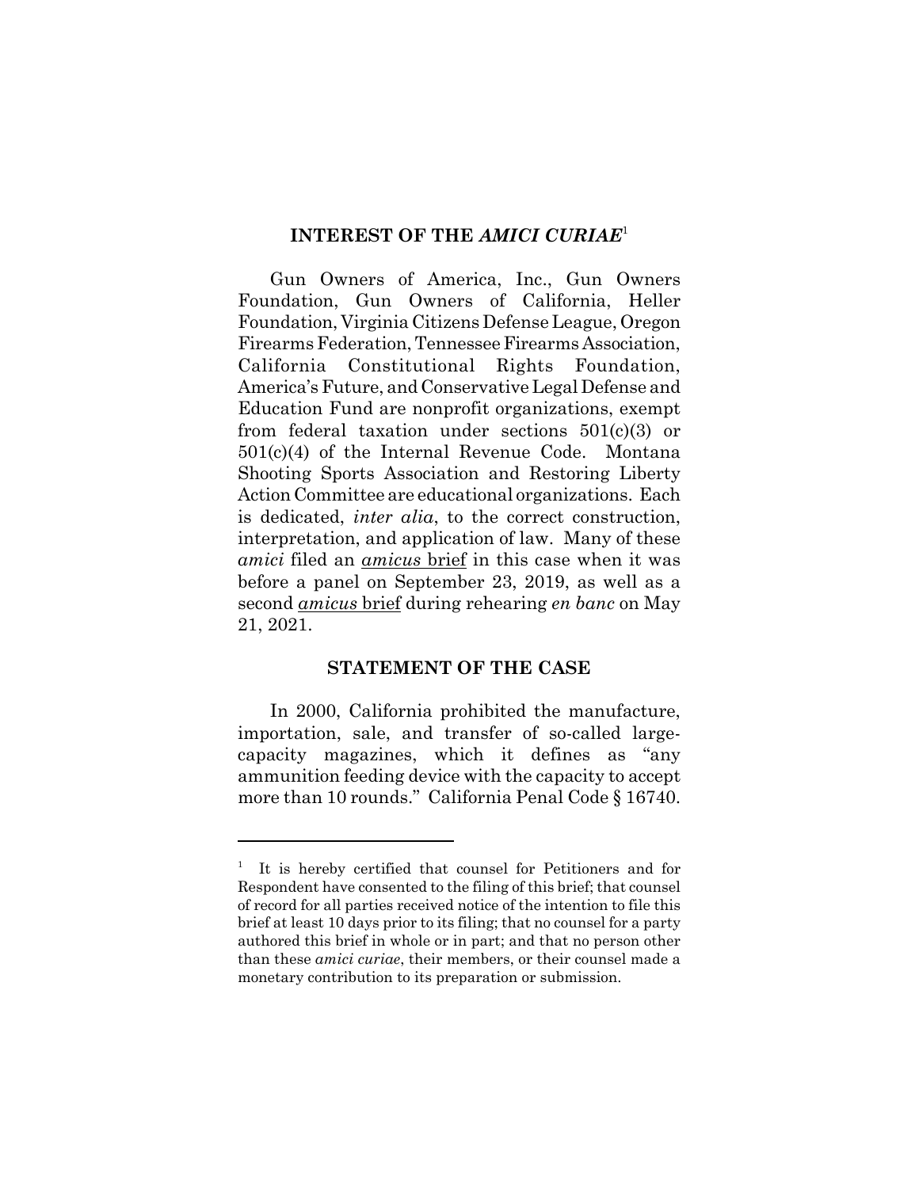## INTEREST OF THE *AMICI CURIAE*[1]

Gun Owners of America, Inc., Gun Owners Foundation, Gun Owners of California, Heller Foundation, Virginia Citizens Defense League, Oregon Firearms Federation, Tennessee Firearms Association, California Constitutional Rights Foundation, America's Future, and Conservative Legal Defense and Education Fund are nonprofit organizations, exempt from federal taxation under sections 501(c)(3) or 501(c)(4) of the Internal Revenue Code. Montana Shooting Sports Association and Restoring Liberty Action Committee are educational organizations. Each is dedicated, *inter alia*, to the correct construction, interpretation, and application of law. Many of these *amici* filed an *amicus* brief in this case when it was before a panel on September 23, 2019, as well as a second *amicus* brief during rehearing *en banc* on May 21, 2021.

## STATEMENT OF THE CASE

In 2000, California prohibited the manufacture, importation, sale, and transfer of so-called large-capacity magazines, which it defines as "any ammunition feeding device with the capacity to accept more than 10 rounds." California Penal Code § 16740.

---

[1] It is hereby certified that counsel for Petitioners and for Respondent have consented to the filing of this brief; that counsel of record for all parties received notice of the intention to file this brief at least 10 days prior to its filing; that no counsel for a party authored this brief in whole or in part; and that no person other than these *amici curiae*, their members, or their counsel made a monetary contribution to its preparation or submission.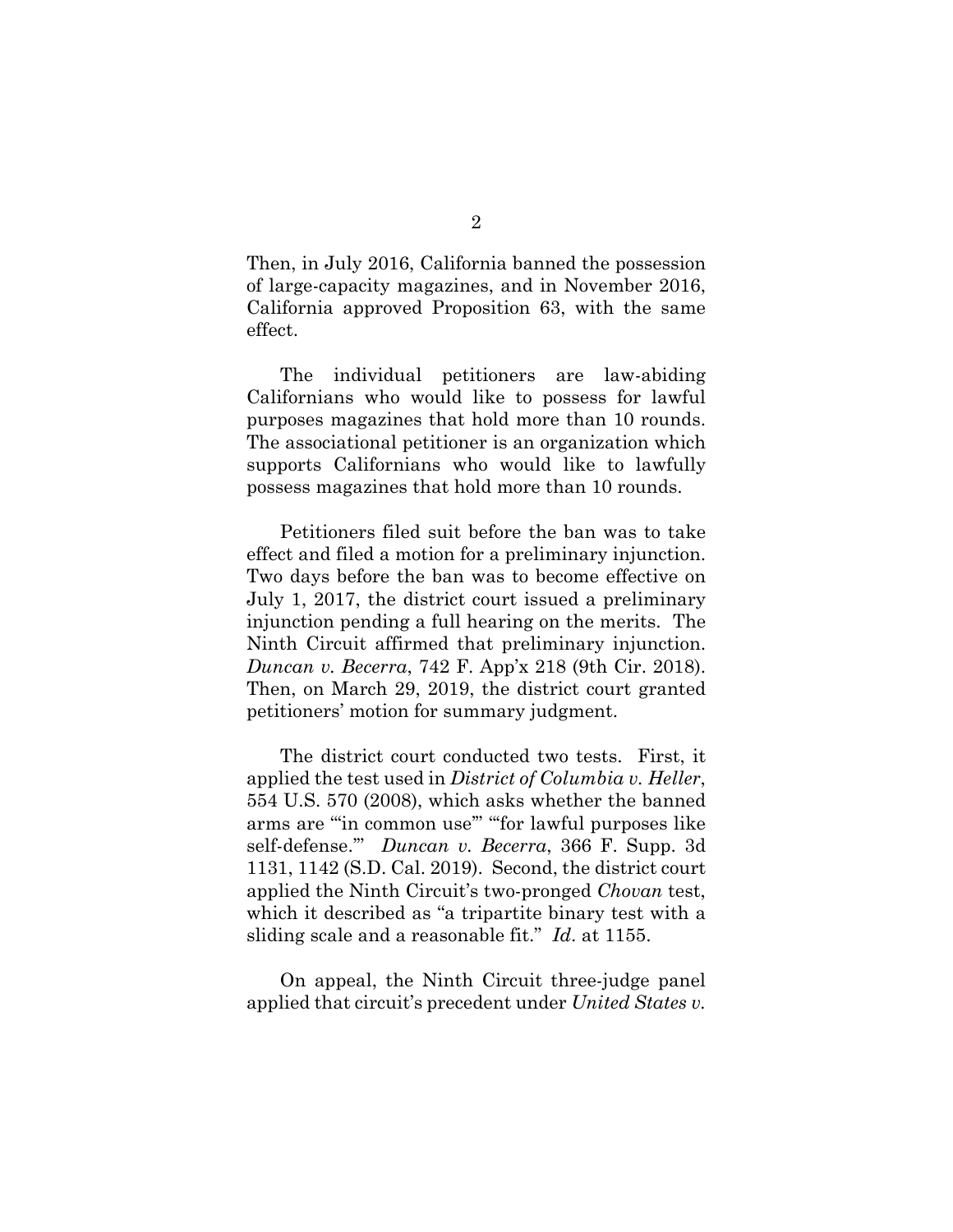Then, in July 2016, California banned the possession of large-capacity magazines, and in November 2016, California approved Proposition 63, with the same effect.

The individual petitioners are law-abiding Californians who would like to possess for lawful purposes magazines that hold more than 10 rounds. The associational petitioner is an organization which supports Californians who would like to lawfully possess magazines that hold more than 10 rounds.

Petitioners filed suit before the ban was to take effect and filed a motion for a preliminary injunction. Two days before the ban was to become effective on July 1, 2017, the district court issued a preliminary injunction pending a full hearing on the merits. The Ninth Circuit affirmed that preliminary injunction. *Duncan v. Becerra*, 742 F. App'x 218 (9th Cir. 2018). Then, on March 29, 2019, the district court granted petitioners' motion for summary judgment.

The district court conducted two tests. First, it applied the test used in *District of Columbia v. Heller*, 554 U.S. 570 (2008), which asks whether the banned arms are "'in common use'" "'for lawful purposes like self-defense.'" *Duncan v. Becerra*, 366 F. Supp. 3d 1131, 1142 (S.D. Cal. 2019). Second, the district court applied the Ninth Circuit's two-pronged *Chovan* test, which it described as "a tripartite binary test with a sliding scale and a reasonable fit." *Id.* at 1155.

On appeal, the Ninth Circuit three-judge panel applied that circuit's precedent under *United States v.*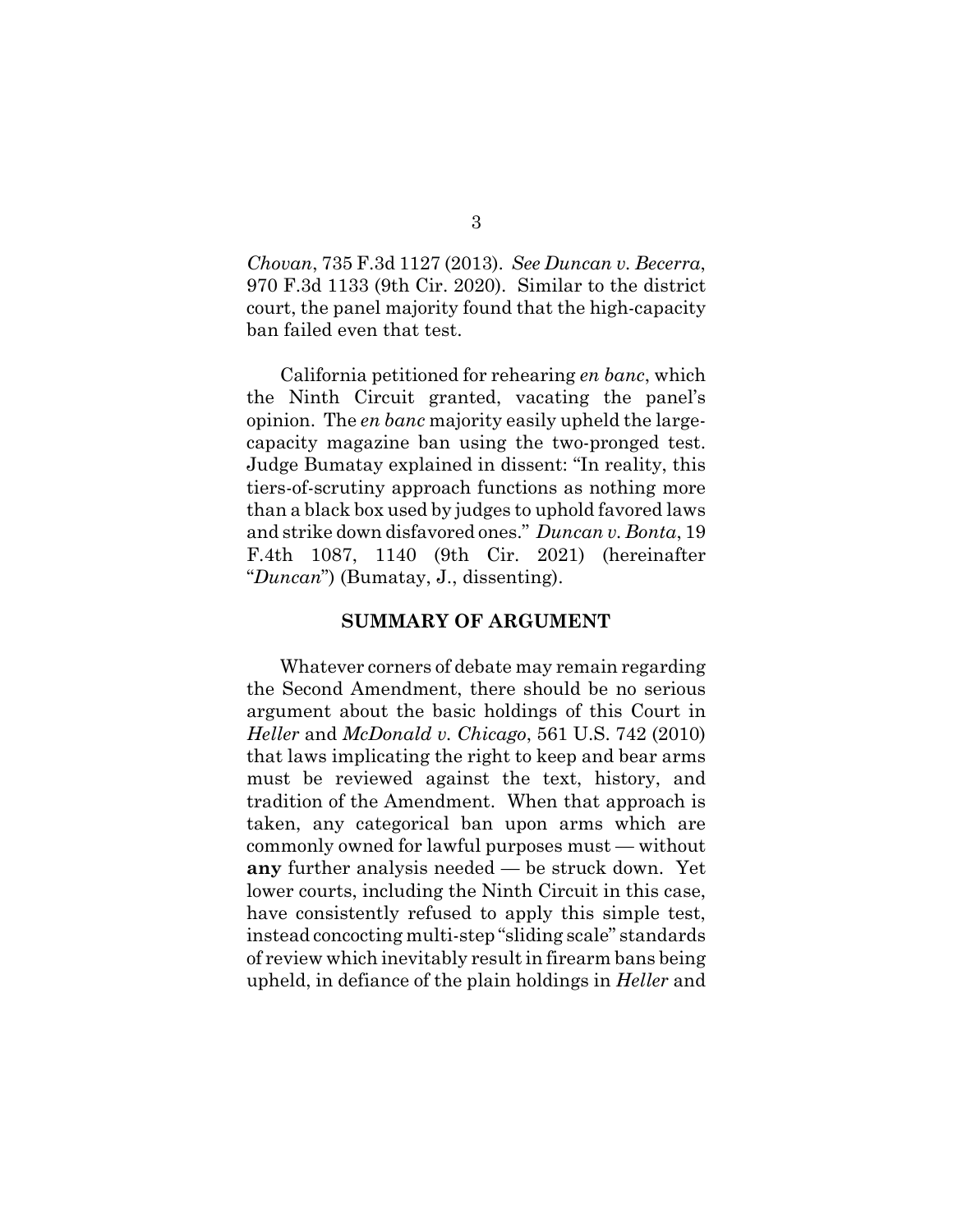*Chovan*, 735 F.3d 1127 (2013). *See Duncan v. Becerra*, 970 F.3d 1133 (9th Cir. 2020). Similar to the district court, the panel majority found that the high-capacity ban failed even that test.

California petitioned for rehearing *en banc*, which the Ninth Circuit granted, vacating the panel's opinion. The *en banc* majority easily upheld the large-capacity magazine ban using the two-pronged test. Judge Bumatay explained in dissent: "In reality, this tiers-of-scrutiny approach functions as nothing more than a black box used by judges to uphold favored laws and strike down disfavored ones." *Duncan v. Bonta*, 19 F.4th 1087, 1140 (9th Cir. 2021) (hereinafter "*Duncan*") (Bumatay, J., dissenting).

## SUMMARY OF ARGUMENT

Whatever corners of debate may remain regarding the Second Amendment, there should be no serious argument about the basic holdings of this Court in *Heller* and *McDonald v. Chicago*, 561 U.S. 742 (2010) that laws implicating the right to keep and bear arms must be reviewed against the text, history, and tradition of the Amendment. When that approach is taken, any categorical ban upon arms which are commonly owned for lawful purposes must — without **any** further analysis needed — be struck down. Yet lower courts, including the Ninth Circuit in this case, have consistently refused to apply this simple test, instead concocting multi-step "sliding scale" standards of review which inevitably result in firearm bans being upheld, in defiance of the plain holdings in *Heller* and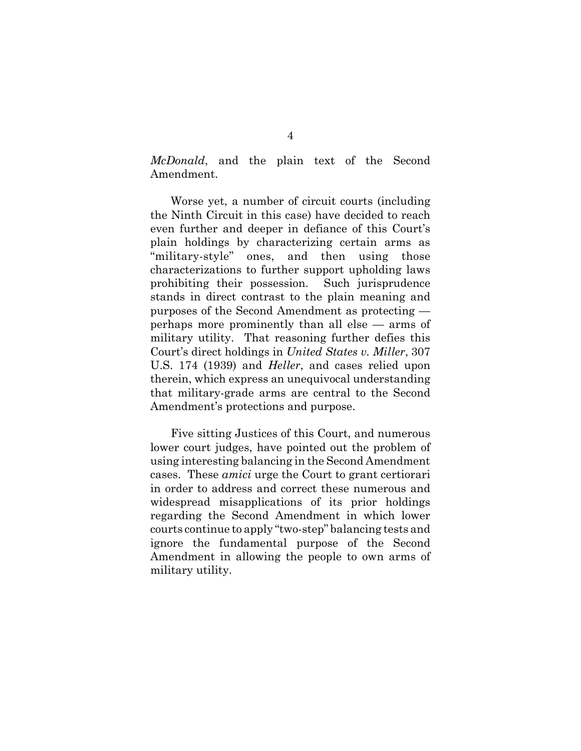*McDonald*, and the plain text of the Second Amendment.

Worse yet, a number of circuit courts (including the Ninth Circuit in this case) have decided to reach even further and deeper in defiance of this Court's plain holdings by characterizing certain arms as "military-style" ones, and then using those characterizations to further support upholding laws prohibiting their possession. Such jurisprudence stands in direct contrast to the plain meaning and purposes of the Second Amendment as protecting — perhaps more prominently than all else — arms of military utility. That reasoning further defies this Court's direct holdings in *United States v. Miller*, 307 U.S. 174 (1939) and *Heller*, and cases relied upon therein, which express an unequivocal understanding that military-grade arms are central to the Second Amendment's protections and purpose.

Five sitting Justices of this Court, and numerous lower court judges, have pointed out the problem of using interesting balancing in the Second Amendment cases. These *amici* urge the Court to grant certiorari in order to address and correct these numerous and widespread misapplications of its prior holdings regarding the Second Amendment in which lower courts continue to apply "two-step" balancing tests and ignore the fundamental purpose of the Second Amendment in allowing the people to own arms of military utility.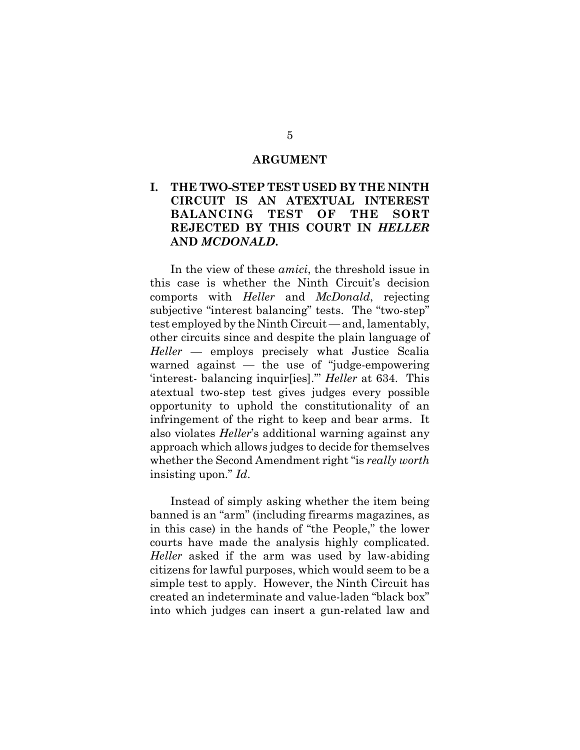## ARGUMENT

### I. THE TWO-STEP TEST USED BY THE NINTH CIRCUIT IS AN ATEXTUAL INTEREST BALANCING TEST OF THE SORT REJECTED BY THIS COURT IN *HELLER* AND *MCDONALD*.

In the view of these *amici*, the threshold issue in this case is whether the Ninth Circuit's decision comports with *Heller* and *McDonald*, rejecting subjective "interest balancing" tests. The "two-step" test employed by the Ninth Circuit — and, lamentably, other circuits since and despite the plain language of *Heller* — employs precisely what Justice Scalia warned against — the use of "judge-empowering 'interest- balancing inquir[ies].'" *Heller* at 634. This atextual two-step test gives judges every possible opportunity to uphold the constitutionality of an infringement of the right to keep and bear arms. It also violates *Heller*'s additional warning against any approach which allows judges to decide for themselves whether the Second Amendment right "is *really worth* insisting upon." *Id*.

Instead of simply asking whether the item being banned is an "arm" (including firearms magazines, as in this case) in the hands of "the People," the lower courts have made the analysis highly complicated. *Heller* asked if the arm was used by law-abiding citizens for lawful purposes, which would seem to be a simple test to apply. However, the Ninth Circuit has created an indeterminate and value-laden "black box" into which judges can insert a gun-related law and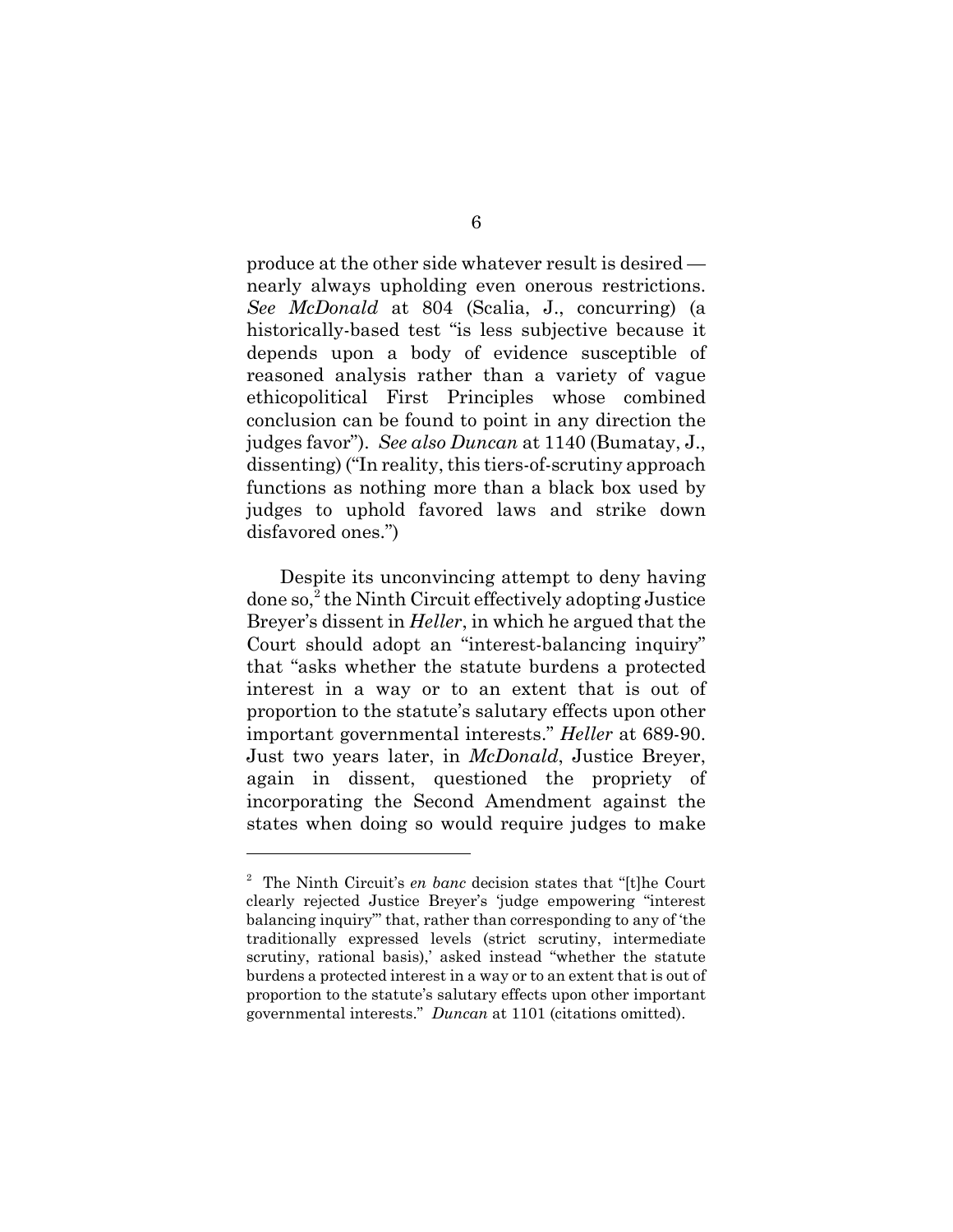produce at the other side whatever result is desired — nearly always upholding even onerous restrictions. *See McDonald* at 804 (Scalia, J., concurring) (a historically-based test "is less subjective because it depends upon a body of evidence susceptible of reasoned analysis rather than a variety of vague ethicopolitical First Principles whose combined conclusion can be found to point in any direction the judges favor"). *See also Duncan* at 1140 (Bumatay, J., dissenting) ("In reality, this tiers-of-scrutiny approach functions as nothing more than a black box used by judges to uphold favored laws and strike down disfavored ones.")

Despite its unconvincing attempt to deny having done so,[2] the Ninth Circuit effectively adopting Justice Breyer's dissent in ***Heller***, in which he argued that the Court should adopt an "interest-balancing inquiry" that "asks whether the statute burdens a protected interest in a way or to an extent that is out of proportion to the statute's salutary effects upon other important governmental interests." *Heller* at 689-90. Just two years later, in *McDonald*, Justice Breyer, again in dissent, questioned the propriety of incorporating the Second Amendment against the states when doing so would require judges to make

---

[2] The Ninth Circuit's *en banc* decision states that "[t]he Court clearly rejected Justice Breyer's 'judge empowering "interest balancing inquiry"' that, rather than corresponding to any of 'the traditionally expressed levels (strict scrutiny, intermediate scrutiny, rational basis),' asked instead "whether the statute burdens a protected interest in a way or to an extent that is out of proportion to the statute's salutary effects upon other important governmental interests." *Duncan* at 1101 (citations omitted).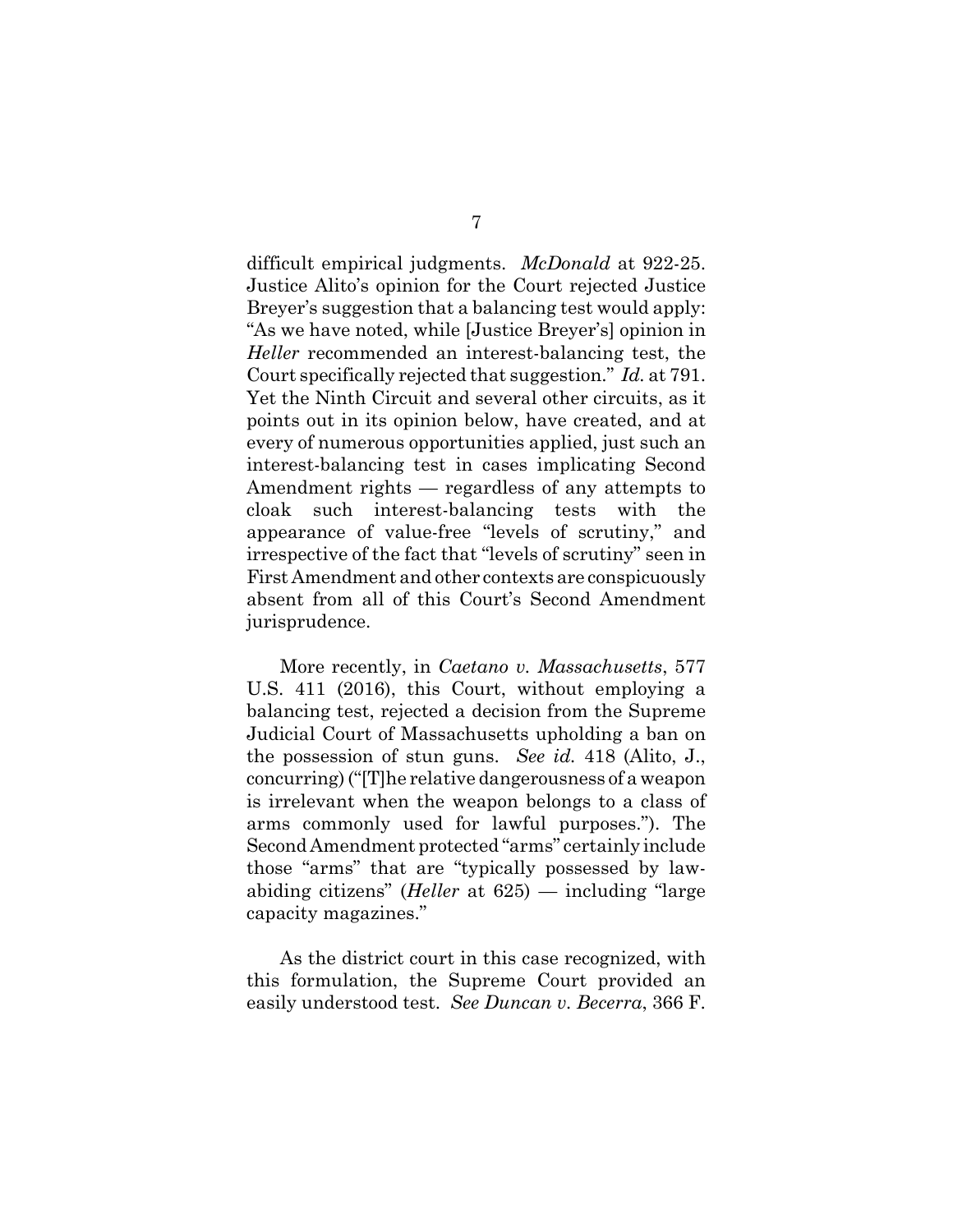difficult empirical judgments. *McDonald* at 922-25. Justice Alito's opinion for the Court rejected Justice Breyer's suggestion that a balancing test would apply: "As we have noted, while [Justice Breyer's] opinion in *Heller* recommended an interest-balancing test, the Court specifically rejected that suggestion." *Id.* at 791. Yet the Ninth Circuit and several other circuits, as it points out in its opinion below, have created, and at every of numerous opportunities applied, just such an interest-balancing test in cases implicating Second Amendment rights — regardless of any attempts to cloak such interest-balancing tests with the appearance of value-free "levels of scrutiny," and irrespective of the fact that "levels of scrutiny" seen in First Amendment and other contexts are conspicuously absent from all of this Court's Second Amendment jurisprudence.

More recently, in *Caetano v. Massachusetts*, 577 U.S. 411 (2016), this Court, without employing a balancing test, rejected a decision from the Supreme Judicial Court of Massachusetts upholding a ban on the possession of stun guns. *See id.* 418 (Alito, J., concurring) ("[T]he relative dangerousness of a weapon is irrelevant when the weapon belongs to a class of arms commonly used for lawful purposes."). The Second Amendment protected "arms" certainly include those "arms" that are "typically possessed by law-abiding citizens" (*Heller* at 625) — including "large capacity magazines."

As the district court in this case recognized, with this formulation, the Supreme Court provided an easily understood test. *See Duncan v. Becerra*, 366 F.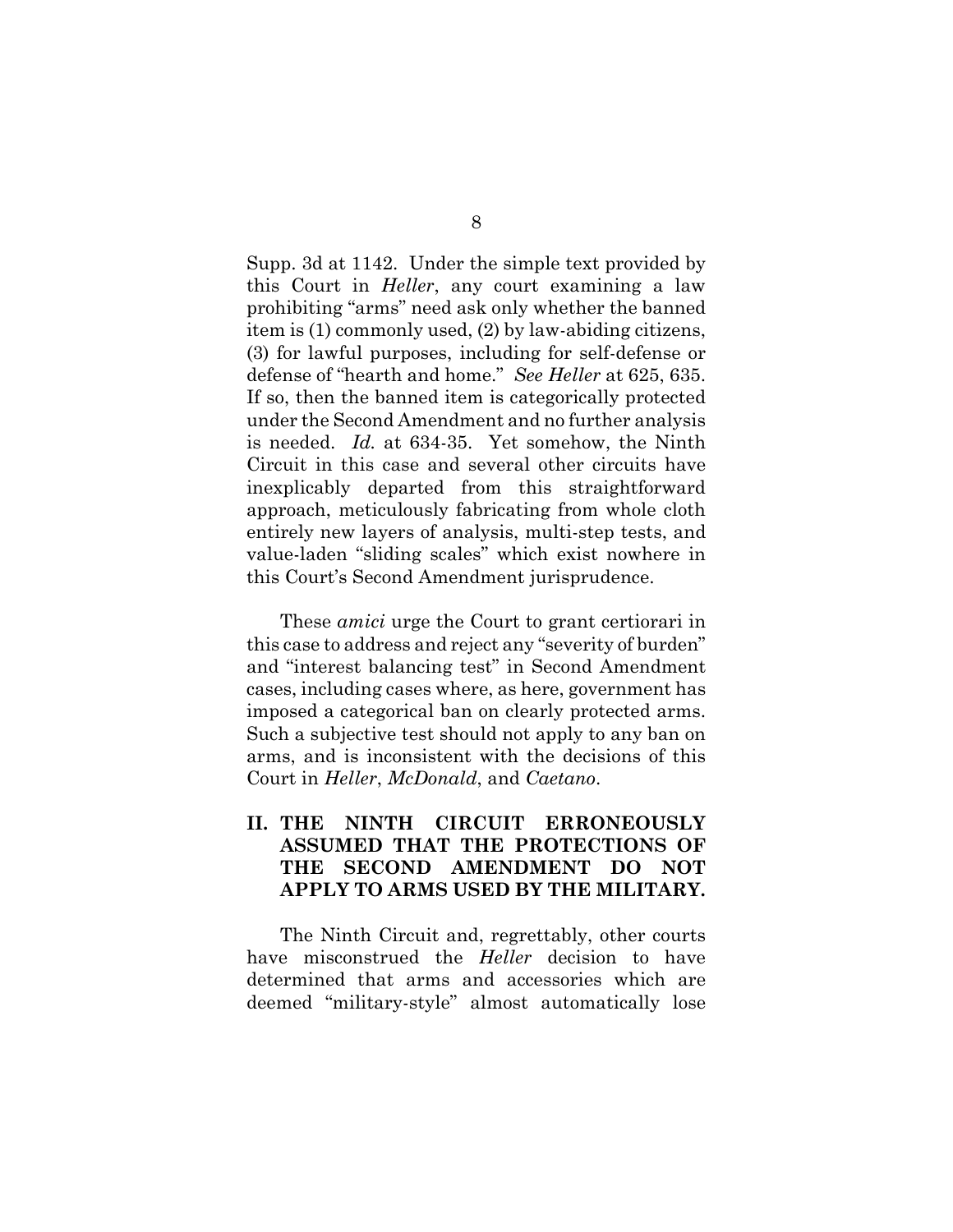Supp. 3d at 1142. Under the simple text provided by this Court in *Heller*, any court examining a law prohibiting "arms" need ask only whether the banned item is (1) commonly used, (2) by law-abiding citizens, (3) for lawful purposes, including for self-defense or defense of "hearth and home." *See Heller* at 625, 635. If so, then the banned item is categorically protected under the Second Amendment and no further analysis is needed. *Id.* at 634-35. Yet somehow, the Ninth Circuit in this case and several other circuits have inexplicably departed from this straightforward approach, meticulously fabricating from whole cloth entirely new layers of analysis, multi-step tests, and value-laden "sliding scales" which exist nowhere in this Court's Second Amendment jurisprudence.

These *amici* urge the Court to grant certiorari in this case to address and reject any "severity of burden" and "interest balancing test" in Second Amendment cases, including cases where, as here, government has imposed a categorical ban on clearly protected arms. Such a subjective test should not apply to any ban on arms, and is inconsistent with the decisions of this Court in *Heller*, *McDonald*, and *Caetano*.

## II. THE NINTH CIRCUIT ERRONEOUSLY ASSUMED THAT THE PROTECTIONS OF THE SECOND AMENDMENT DO NOT APPLY TO ARMS USED BY THE MILITARY.

The Ninth Circuit and, regrettably, other courts have misconstrued the *Heller* decision to have determined that arms and accessories which are deemed "military-style" almost automatically lose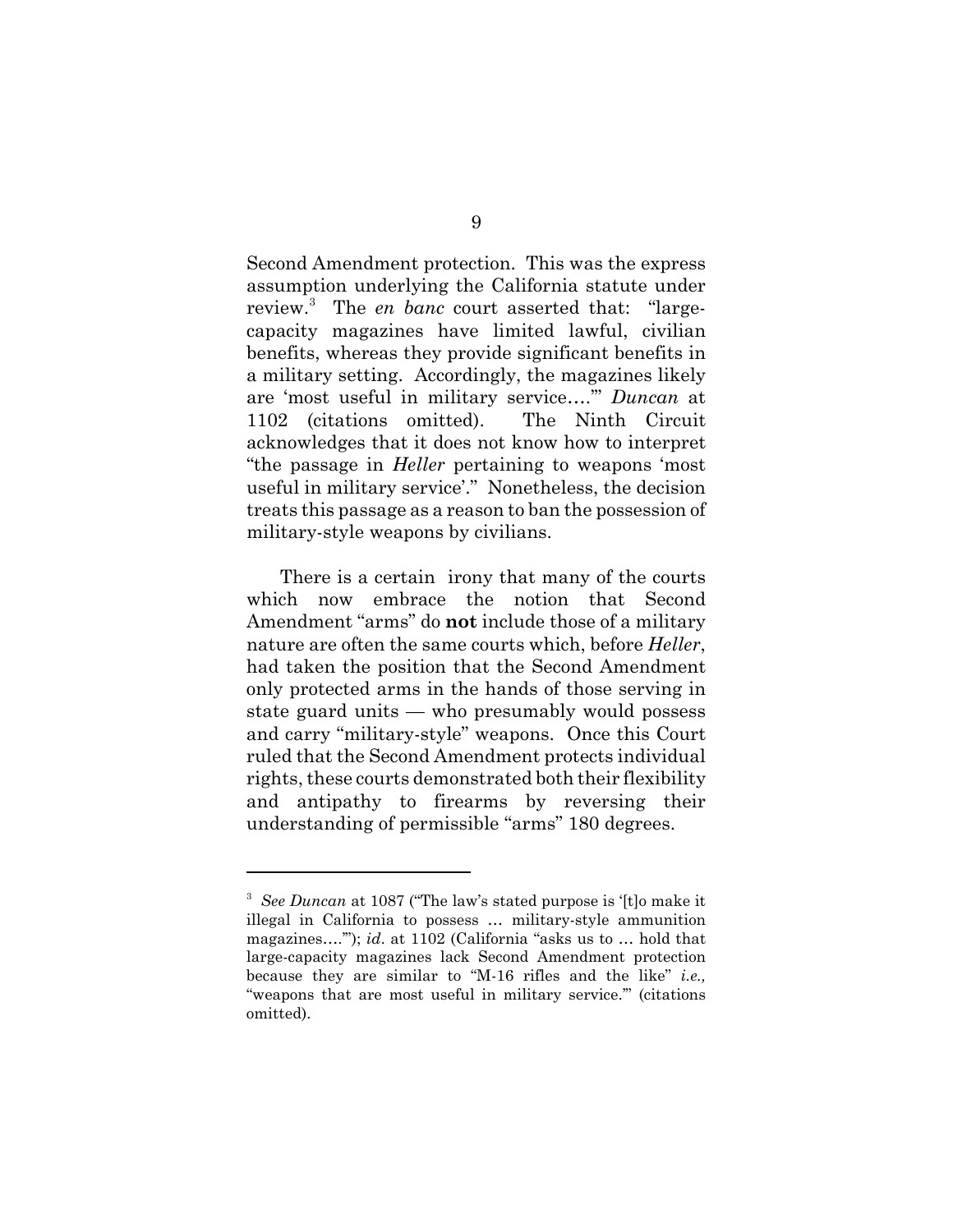Second Amendment protection. This was the express assumption underlying the California statute under review.[3] The *en banc* court asserted that: "large-capacity magazines have limited lawful, civilian benefits, whereas they provide significant benefits in a military setting. Accordingly, the magazines likely are 'most useful in military service….'" *Duncan* at 1102 (citations omitted). The Ninth Circuit acknowledges that it does not know how to interpret "the passage in *Heller* pertaining to weapons 'most useful in military service'." Nonetheless, the decision treats this passage as a reason to ban the possession of military-style weapons by civilians.

There is a certain irony that many of the courts which now embrace the notion that Second Amendment "arms" do **not** include those of a military nature are often the same courts which, before *Heller*, had taken the position that the Second Amendment only protected arms in the hands of those serving in state guard units — who presumably would possess and carry "military-style" weapons. Once this Court ruled that the Second Amendment protects individual rights, these courts demonstrated both their flexibility and antipathy to firearms by reversing their understanding of permissible "arms" 180 degrees.

---

[3] *See Duncan* at 1087 ("The law's stated purpose is '[t]o make it illegal in California to possess … military-style ammunition magazines….'"); *id.* at 1102 (California "asks us to … hold that large-capacity magazines lack Second Amendment protection because they are similar to "M-16 rifles and the like" *i.e.,* "weapons that are most useful in military service."' (citations omitted).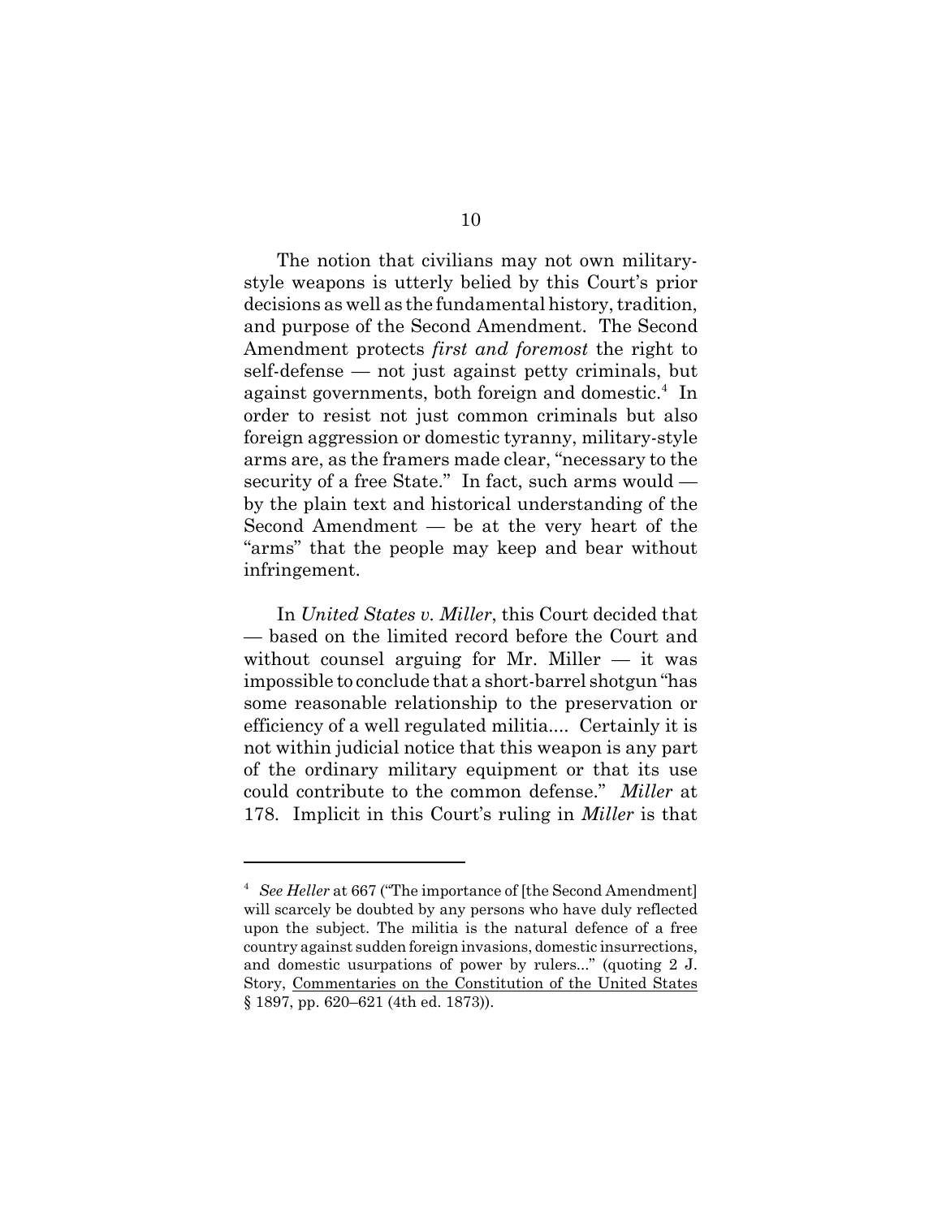The notion that civilians may not own military-style weapons is utterly belied by this Court's prior decisions as well as the fundamental history, tradition, and purpose of the Second Amendment. The Second Amendment protects *first and foremost* the right to self-defense — not just against petty criminals, but against governments, both foreign and domestic.[4] In order to resist not just common criminals but also foreign aggression or domestic tyranny, military-style arms are, as the framers made clear, "necessary to the security of a free State." In fact, such arms would — by the plain text and historical understanding of the Second Amendment — be at the very heart of the "arms" that the people may keep and bear without infringement.

In *United States v. Miller*, this Court decided that — based on the limited record before the Court and without counsel arguing for Mr. Miller — it was impossible to conclude that a short-barrel shotgun "has some reasonable relationship to the preservation or efficiency of a well regulated militia.... Certainly it is not within judicial notice that this weapon is any part of the ordinary military equipment or that its use could contribute to the common defense." *Miller* at 178. Implicit in this Court's ruling in *Miller* is that

---

[4] *See Heller* at 667 ("The importance of [the Second Amendment] will scarcely be doubted by any persons who have duly reflected upon the subject. The militia is the natural defence of a free country against sudden foreign invasions, domestic insurrections, and domestic usurpations of power by rulers..." (quoting 2 J. Story, Commentaries on the Constitution of the United States § 1897, pp. 620–621 (4th ed. 1873)).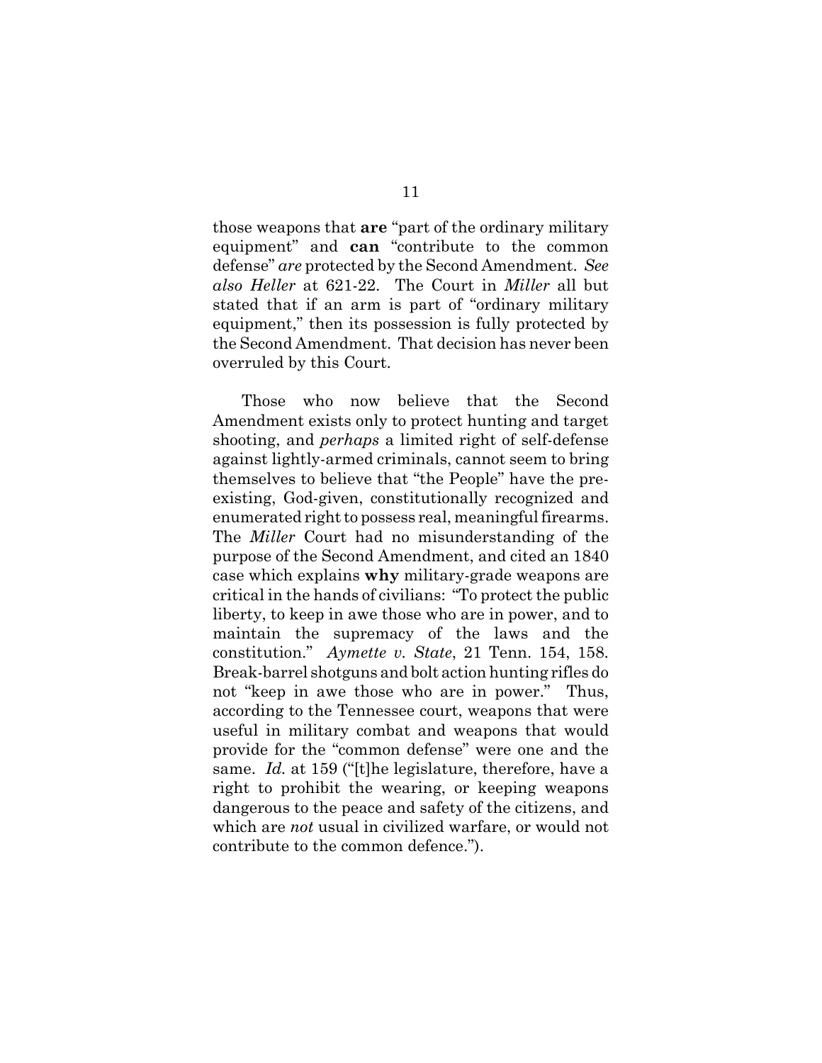those weapons that **are** "part of the ordinary military equipment" and **can** "contribute to the common defense" *are* protected by the Second Amendment. *See also Heller* at 621-22. The Court in *Miller* all but stated that if an arm is part of "ordinary military equipment," then its possession is fully protected by the Second Amendment. That decision has never been overruled by this Court.

Those who now believe that the Second Amendment exists only to protect hunting and target shooting, and *perhaps* a limited right of self-defense against lightly-armed criminals, cannot seem to bring themselves to believe that "the People" have the pre-existing, God-given, constitutionally recognized and enumerated right to possess real, meaningful firearms. The *Miller* Court had no misunderstanding of the purpose of the Second Amendment, and cited an 1840 case which explains **why** military-grade weapons are critical in the hands of civilians: "To protect the public liberty, to keep in awe those who are in power, and to maintain the supremacy of the laws and the constitution." *Aymette v. State*, 21 Tenn. 154, 158. Break-barrel shotguns and bolt action hunting rifles do not "keep in awe those who are in power." Thus, according to the Tennessee court, weapons that were useful in military combat and weapons that would provide for the "common defense" were one and the same. *Id.* at 159 ("[t]he legislature, therefore, have a right to prohibit the wearing, or keeping weapons dangerous to the peace and safety of the citizens, and which are *not* usual in civilized warfare, or would not contribute to the common defence.").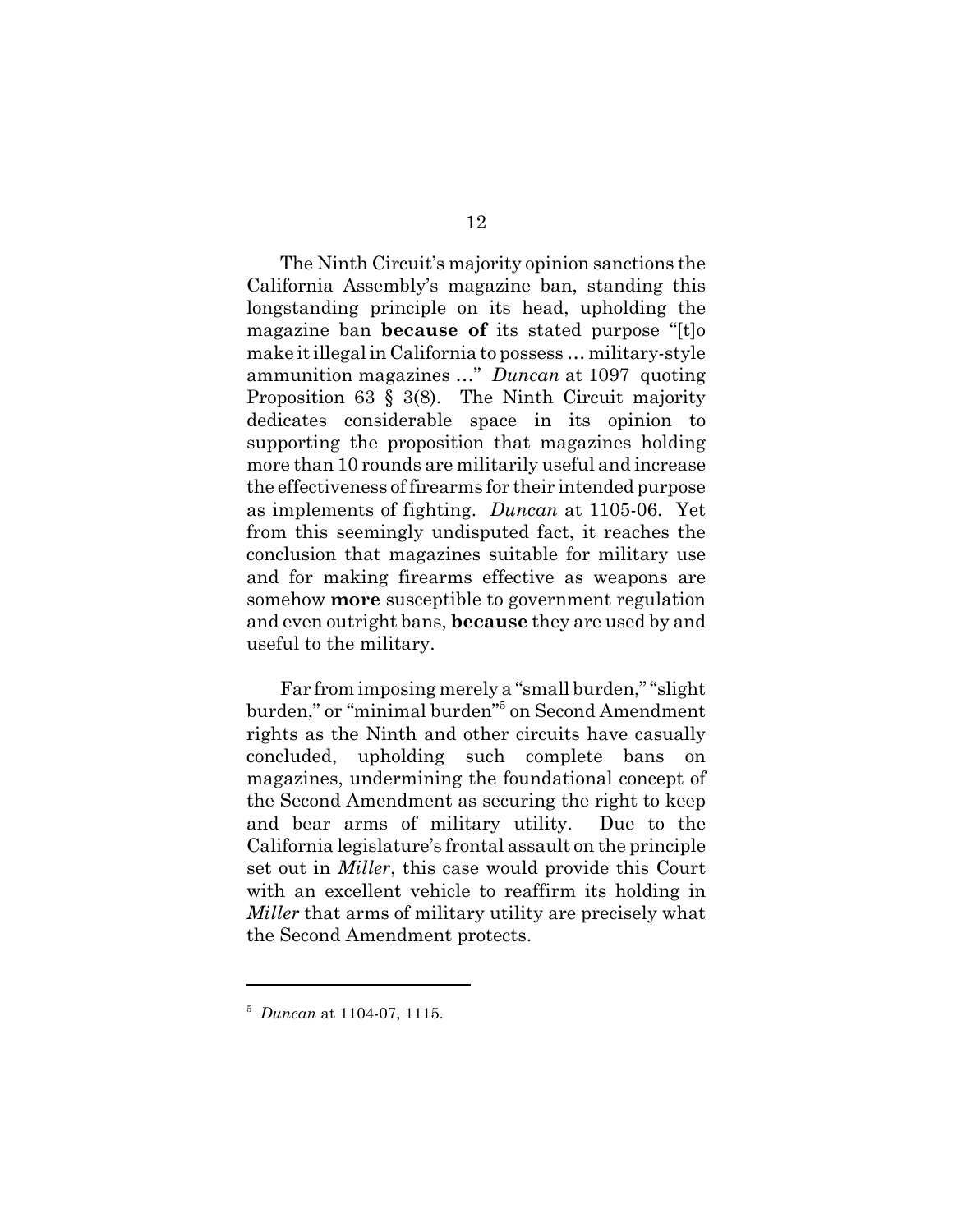The Ninth Circuit's majority opinion sanctions the California Assembly's magazine ban, standing this longstanding principle on its head, upholding the magazine ban **because of** its stated purpose "[t]o make it illegal in California to possess … military-style ammunition magazines …" *Duncan* at 1097 quoting Proposition 63 § 3(8). The Ninth Circuit majority dedicates considerable space in its opinion to supporting the proposition that magazines holding more than 10 rounds are militarily useful and increase the effectiveness of firearms for their intended purpose as implements of fighting. *Duncan* at 1105-06. Yet from this seemingly undisputed fact, it reaches the conclusion that magazines suitable for military use and for making firearms effective as weapons are somehow **more** susceptible to government regulation and even outright bans, **because** they are used by and useful to the military.

Far from imposing merely a "small burden," "slight burden," or "minimal burden"[5] on Second Amendment rights as the Ninth and other circuits have casually concluded, upholding such complete bans on magazines, undermining the foundational concept of the Second Amendment as securing the right to keep and bear arms of military utility. Due to the California legislature's frontal assault on the principle set out in *Miller*, this case would provide this Court with an excellent vehicle to reaffirm its holding in *Miller* that arms of military utility are precisely what the Second Amendment protects.

[5] *Duncan* at 1104-07, 1115.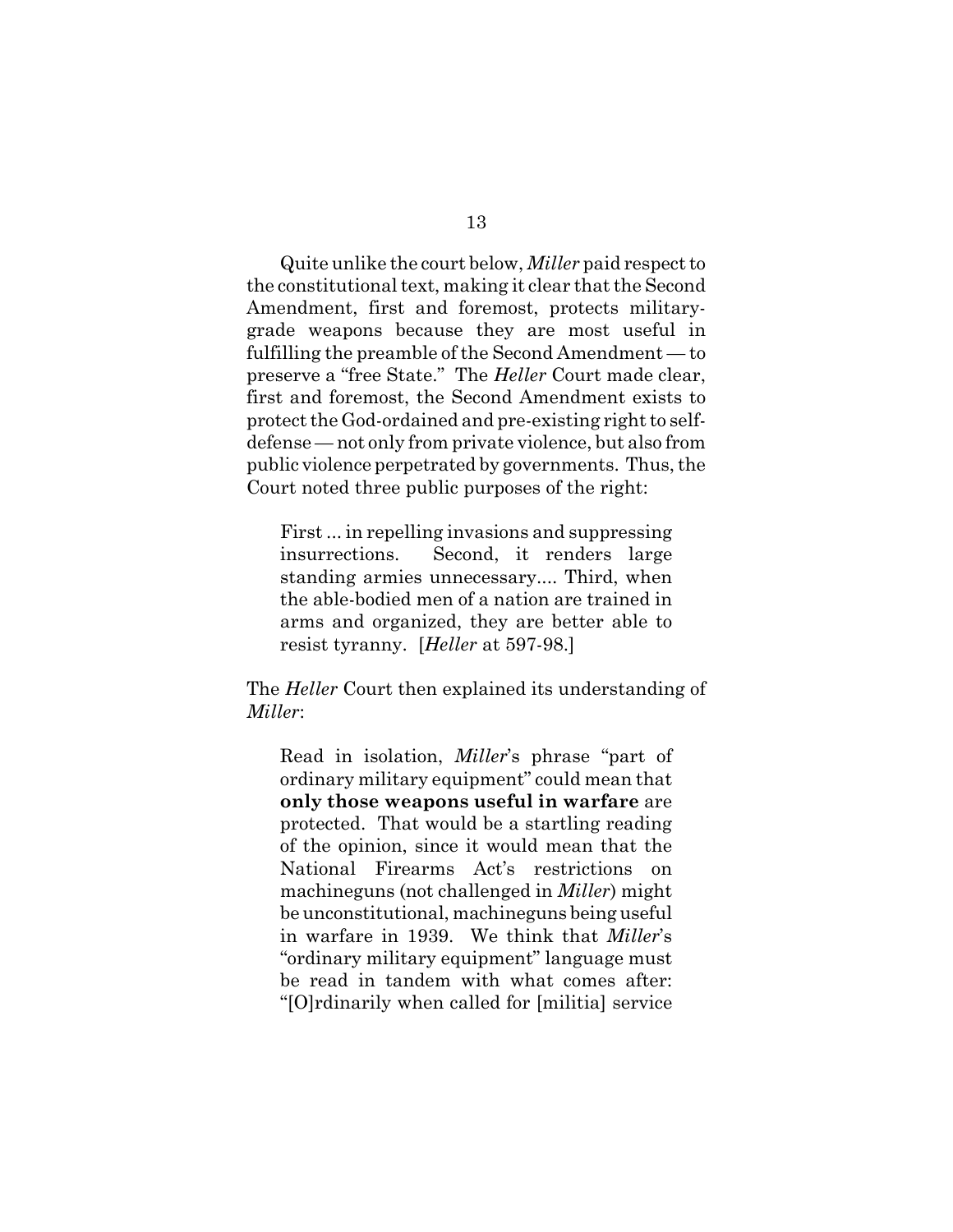Quite unlike the court below, *Miller* paid respect to the constitutional text, making it clear that the Second Amendment, first and foremost, protects military-grade weapons because they are most useful in fulfilling the preamble of the Second Amendment — to preserve a "free State." The *Heller* Court made clear, first and foremost, the Second Amendment exists to protect the God-ordained and pre-existing right to self-defense — not only from private violence, but also from public violence perpetrated by governments. Thus, the Court noted three public purposes of the right:

> First ... in repelling invasions and suppressing insurrections. Second, it renders large standing armies unnecessary.... Third, when the able-bodied men of a nation are trained in arms and organized, they are better able to resist tyranny. [*Heller* at 597-98.]

The *Heller* Court then explained its understanding of *Miller*:

> Read in isolation, *Miller*'s phrase "part of ordinary military equipment" could mean that **only those weapons useful in warfare** are protected. That would be a startling reading of the opinion, since it would mean that the National Firearms Act's restrictions on machineguns (not challenged in *Miller*) might be unconstitutional, machineguns being useful in warfare in 1939. We think that *Miller*'s "ordinary military equipment" language must be read in tandem with what comes after: "[O]rdinarily when called for [militia] service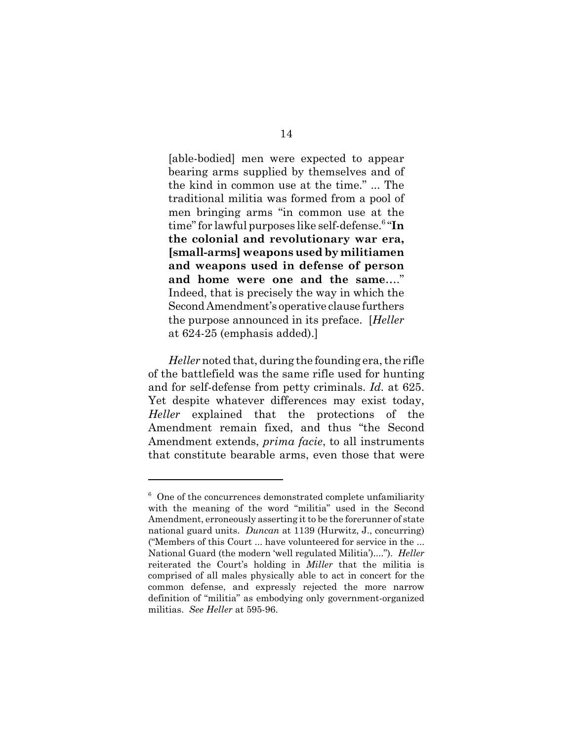> [able-bodied] men were expected to appear bearing arms supplied by themselves and of the kind in common use at the time." ... The traditional militia was formed from a pool of men bringing arms "in common use at the time" for lawful purposes like self-defense.[6] "**In the colonial and revolutionary war era, [small-arms] weapons used by militiamen and weapons used in defense of person and home were one and the same**...." Indeed, that is precisely the way in which the Second Amendment's operative clause furthers the purpose announced in its preface. [*Heller* at 624-25 (emphasis added).]

*Heller* noted that, during the founding era, the rifle of the battlefield was the same rifle used for hunting and for self-defense from petty criminals. *Id.* at 625. Yet despite whatever differences may exist today, *Heller* explained that the protections of the Amendment remain fixed, and thus "the Second Amendment extends, *prima facie*, to all instruments that constitute bearable arms, even those that were

---

[6] One of the concurrences demonstrated complete unfamiliarity with the meaning of the word "militia" used in the Second Amendment, erroneously asserting it to be the forerunner of state national guard units. *Duncan* at 1139 (Hurwitz, J., concurring) ("Members of this Court ... have volunteered for service in the ... National Guard (the modern 'well regulated Militia')...."). *Heller* reiterated the Court's holding in *Miller* that the militia is comprised of all males physically able to act in concert for the common defense, and expressly rejected the more narrow definition of "militia" as embodying only government-organized militias. *See Heller* at 595-96.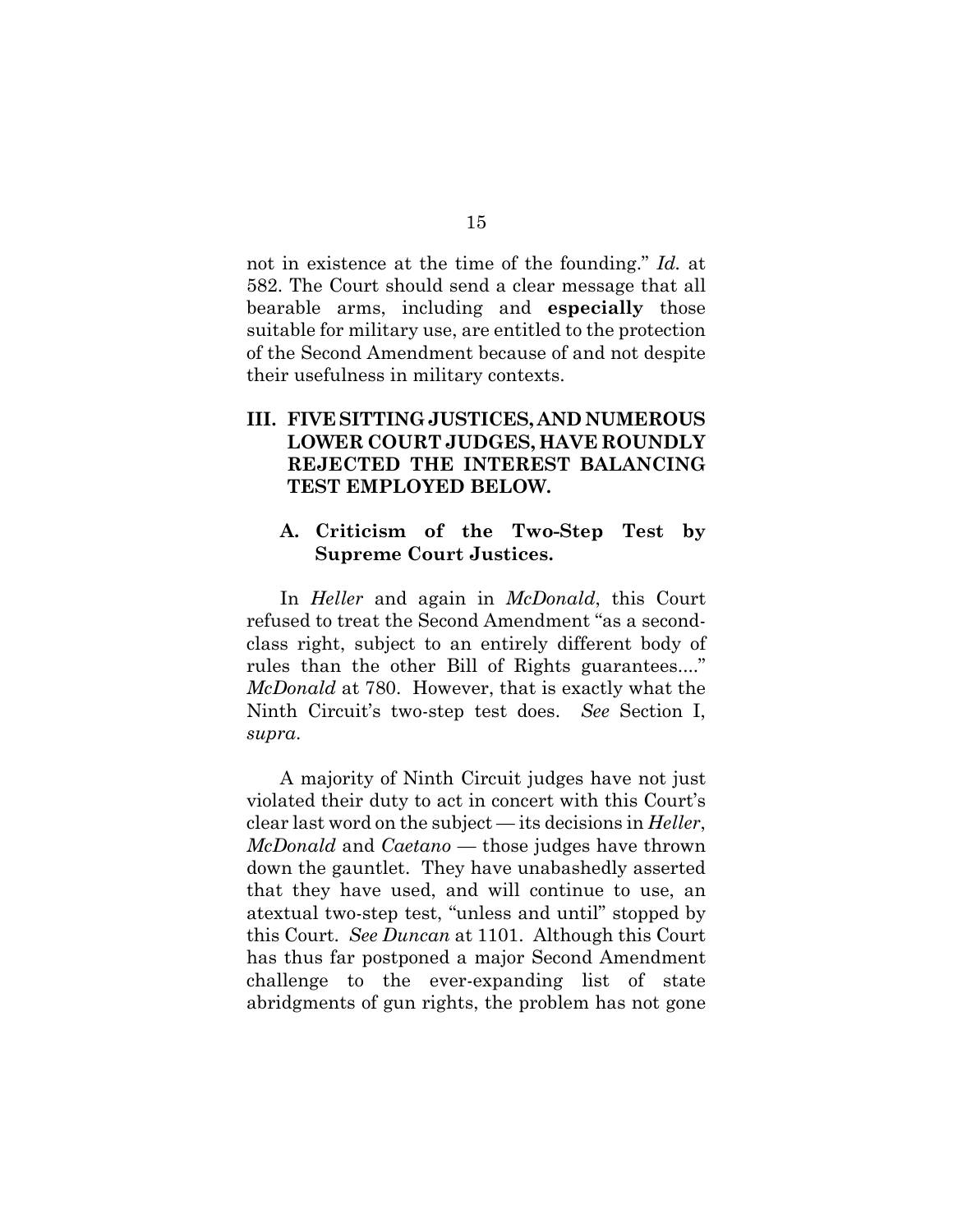not in existence at the time of the founding." *Id.* at 582. The Court should send a clear message that all bearable arms, including and **especially** those suitable for military use, are entitled to the protection of the Second Amendment because of and not despite their usefulness in military contexts.

## III. FIVE SITTING JUSTICES, AND NUMEROUS LOWER COURT JUDGES, HAVE ROUNDLY REJECTED THE INTEREST BALANCING TEST EMPLOYED BELOW.

### A. Criticism of the Two-Step Test by Supreme Court Justices.

In *Heller* and again in *McDonald*, this Court refused to treat the Second Amendment "as a second-class right, subject to an entirely different body of rules than the other Bill of Rights guarantees...." *McDonald* at 780. However, that is exactly what the Ninth Circuit's two-step test does. *See* Section I, *supra*.

A majority of Ninth Circuit judges have not just violated their duty to act in concert with this Court's clear last word on the subject — its decisions in *Heller*, *McDonald* and *Caetano* — those judges have thrown down the gauntlet. They have unabashedly asserted that they have used, and will continue to use, an atextual two-step test, "unless and until" stopped by this Court. *See Duncan* at 1101. Although this Court has thus far postponed a major Second Amendment challenge to the ever-expanding list of state abridgments of gun rights, the problem has not gone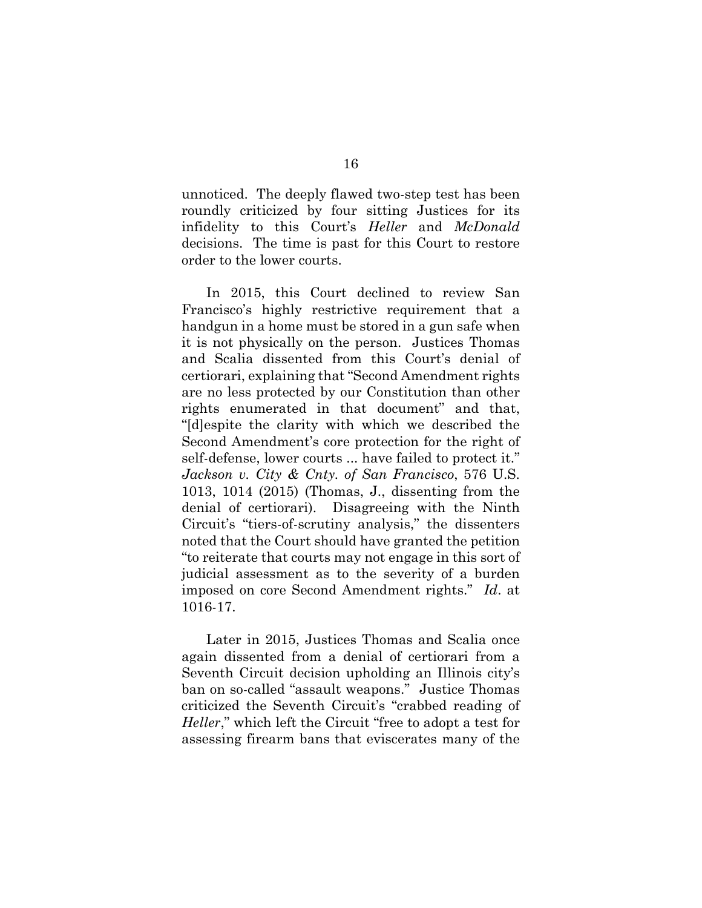unnoticed. The deeply flawed two-step test has been roundly criticized by four sitting Justices for its infidelity to this Court's *Heller* and *McDonald* decisions. The time is past for this Court to restore order to the lower courts.

In 2015, this Court declined to review San Francisco's highly restrictive requirement that a handgun in a home must be stored in a gun safe when it is not physically on the person. Justices Thomas and Scalia dissented from this Court's denial of certiorari, explaining that "Second Amendment rights are no less protected by our Constitution than other rights enumerated in that document" and that, "[d]espite the clarity with which we described the Second Amendment's core protection for the right of self-defense, lower courts ... have failed to protect it." *Jackson v. City & Cnty. of San Francisco*, 576 U.S. 1013, 1014 (2015) (Thomas, J., dissenting from the denial of certiorari). Disagreeing with the Ninth Circuit's "tiers-of-scrutiny analysis," the dissenters noted that the Court should have granted the petition "to reiterate that courts may not engage in this sort of judicial assessment as to the severity of a burden imposed on core Second Amendment rights." *Id*. at 1016-17.

Later in 2015, Justices Thomas and Scalia once again dissented from a denial of certiorari from a Seventh Circuit decision upholding an Illinois city's ban on so-called "assault weapons." Justice Thomas criticized the Seventh Circuit's "crabbed reading of *Heller*," which left the Circuit "free to adopt a test for assessing firearm bans that eviscerates many of the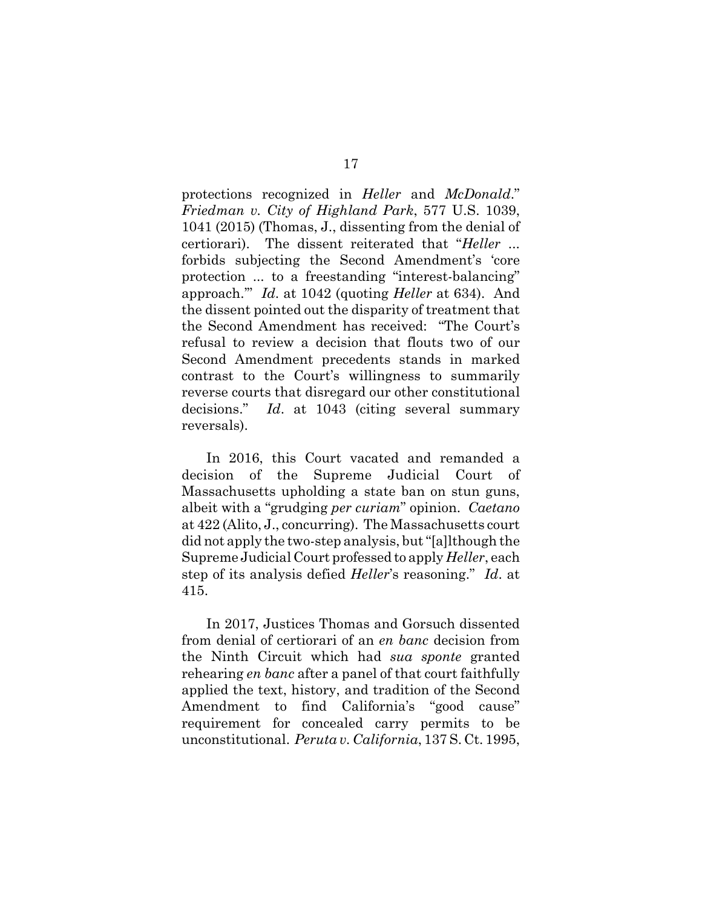protections recognized in *Heller* and *McDonald*." *Friedman v. City of Highland Park*, 577 U.S. 1039, 1041 (2015) (Thomas, J., dissenting from the denial of certiorari). The dissent reiterated that "*Heller* ... forbids subjecting the Second Amendment's 'core protection ... to a freestanding "interest-balancing" approach.'" *Id*. at 1042 (quoting *Heller* at 634). And the dissent pointed out the disparity of treatment that the Second Amendment has received: "The Court's refusal to review a decision that flouts two of our Second Amendment precedents stands in marked contrast to the Court's willingness to summarily reverse courts that disregard our other constitutional decisions." *Id*. at 1043 (citing several summary reversals).

In 2016, this Court vacated and remanded a decision of the Supreme Judicial Court of Massachusetts upholding a state ban on stun guns, albeit with a "grudging *per curiam*" opinion. *Caetano* at 422 (Alito, J., concurring). The Massachusetts court did not apply the two-step analysis, but "[a]lthough the Supreme Judicial Court professed to apply *Heller*, each step of its analysis defied *Heller*'s reasoning." *Id*. at 415.

In 2017, Justices Thomas and Gorsuch dissented from denial of certiorari of an *en banc* decision from the Ninth Circuit which had *sua sponte* granted rehearing *en banc* after a panel of that court faithfully applied the text, history, and tradition of the Second Amendment to find California's "good cause" requirement for concealed carry permits to be unconstitutional. *Peruta v. California*, 137 S. Ct. 1995,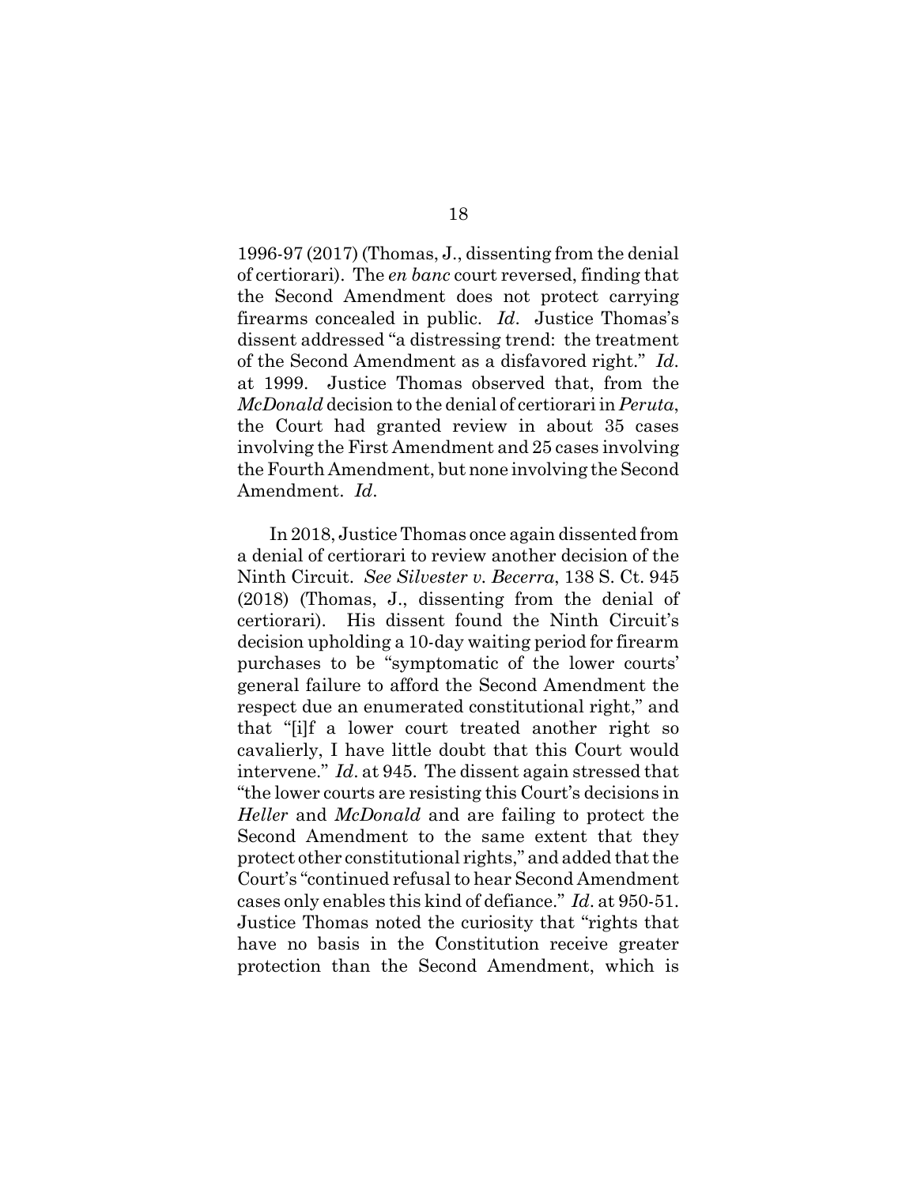1996-97 (2017) (Thomas, J., dissenting from the denial of certiorari). The *en banc* court reversed, finding that the Second Amendment does not protect carrying firearms concealed in public. *Id*. Justice Thomas's dissent addressed "a distressing trend: the treatment of the Second Amendment as a disfavored right." *Id*. at 1999. Justice Thomas observed that, from the *McDonald* decision to the denial of certiorari in *Peruta*, the Court had granted review in about 35 cases involving the First Amendment and 25 cases involving the Fourth Amendment, but none involving the Second Amendment. *Id*.

In 2018, Justice Thomas once again dissented from a denial of certiorari to review another decision of the Ninth Circuit. *See Silvester v. Becerra*, 138 S. Ct. 945 (2018) (Thomas, J., dissenting from the denial of certiorari). His dissent found the Ninth Circuit's decision upholding a 10-day waiting period for firearm purchases to be "symptomatic of the lower courts' general failure to afford the Second Amendment the respect due an enumerated constitutional right," and that "[i]f a lower court treated another right so cavalierly, I have little doubt that this Court would intervene." *Id*. at 945. The dissent again stressed that "the lower courts are resisting this Court's decisions in *Heller* and *McDonald* and are failing to protect the Second Amendment to the same extent that they protect other constitutional rights," and added that the Court's "continued refusal to hear Second Amendment cases only enables this kind of defiance." *Id*. at 950-51. Justice Thomas noted the curiosity that "rights that have no basis in the Constitution receive greater protection than the Second Amendment, which is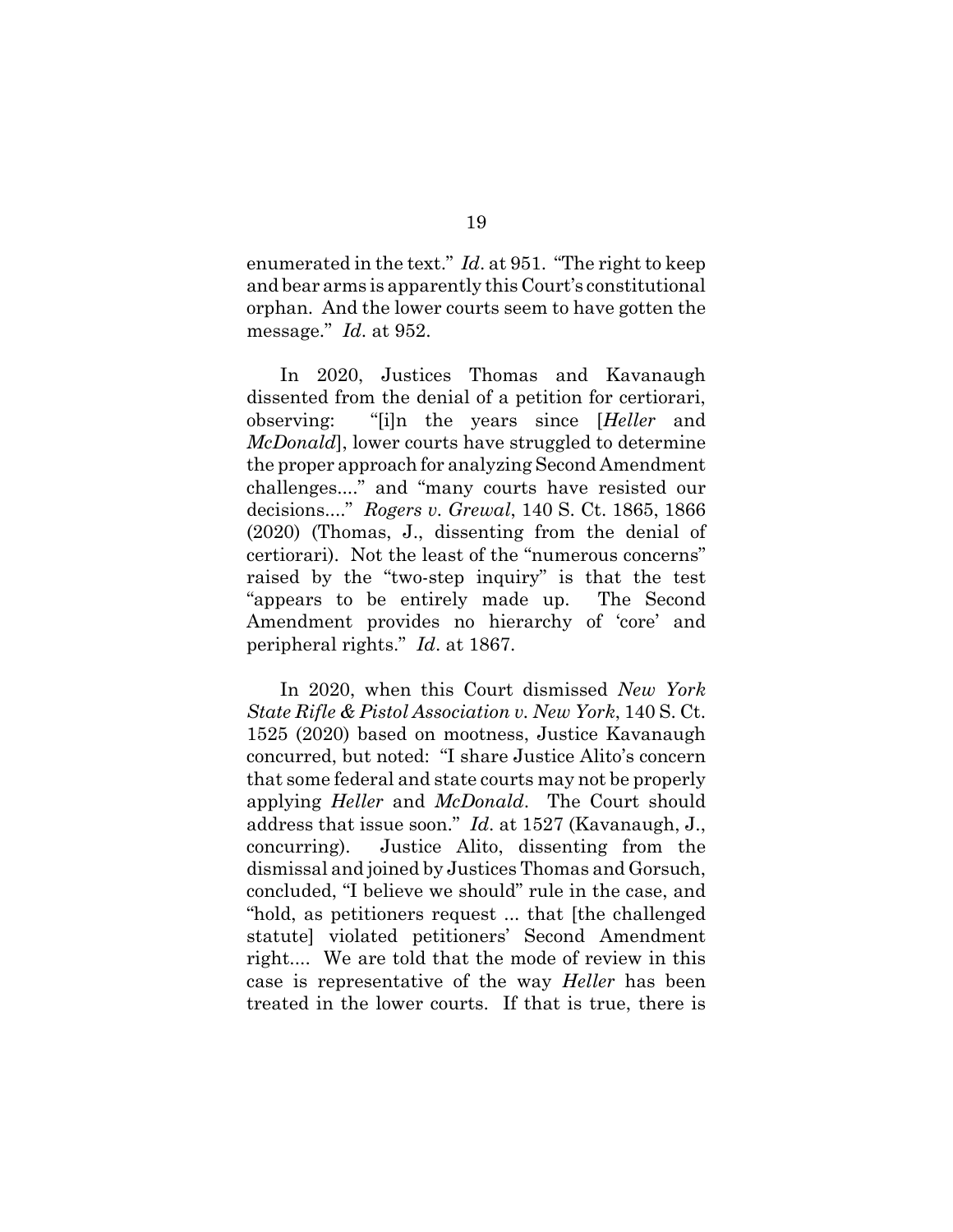enumerated in the text." *Id*. at 951. "The right to keep and bear arms is apparently this Court's constitutional orphan. And the lower courts seem to have gotten the message." *Id*. at 952.

In 2020, Justices Thomas and Kavanaugh dissented from the denial of a petition for certiorari, observing: "[i]n the years since [*Heller* and *McDonald*], lower courts have struggled to determine the proper approach for analyzing Second Amendment challenges...." and "many courts have resisted our decisions...." *Rogers v. Grewal*, 140 S. Ct. 1865, 1866 (2020) (Thomas, J., dissenting from the denial of certiorari). Not the least of the "numerous concerns" raised by the "two-step inquiry" is that the test "appears to be entirely made up. The Second Amendment provides no hierarchy of 'core' and peripheral rights." *Id*. at 1867.

In 2020, when this Court dismissed *New York State Rifle & Pistol Association v. New York*, 140 S. Ct. 1525 (2020) based on mootness, Justice Kavanaugh concurred, but noted: "I share Justice Alito's concern that some federal and state courts may not be properly applying *Heller* and *McDonald*. The Court should address that issue soon." *Id*. at 1527 (Kavanaugh, J., concurring). Justice Alito, dissenting from the dismissal and joined by Justices Thomas and Gorsuch, concluded, "I believe we should" rule in the case, and "hold, as petitioners request ... that [the challenged statute] violated petitioners' Second Amendment right.... We are told that the mode of review in this case is representative of the way *Heller* has been treated in the lower courts. If that is true, there is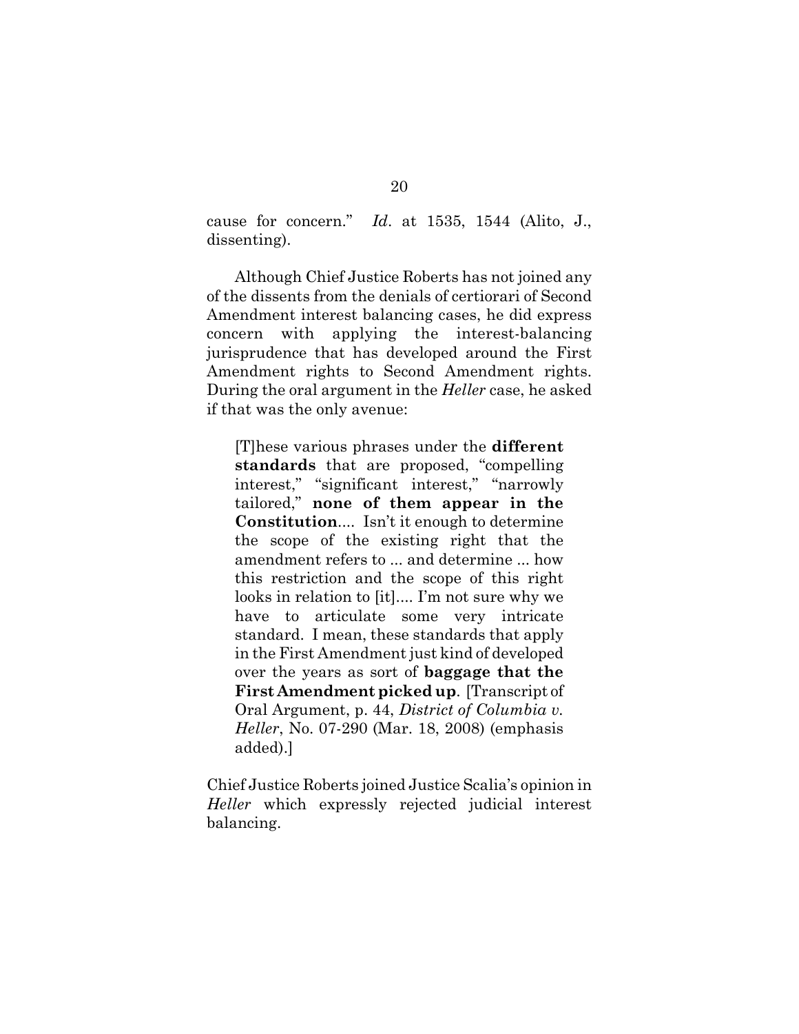cause for concern." *Id*. at 1535, 1544 (Alito, J., dissenting).

Although Chief Justice Roberts has not joined any of the dissents from the denials of certiorari of Second Amendment interest balancing cases, he did express concern with applying the interest-balancing jurisprudence that has developed around the First Amendment rights to Second Amendment rights. During the oral argument in the *Heller* case, he asked if that was the only avenue:

> [T]hese various phrases under the **different standards** that are proposed, "compelling interest," "significant interest," "narrowly tailored," **none of them appear in the Constitution**.... Isn't it enough to determine the scope of the existing right that the amendment refers to ... and determine ... how this restriction and the scope of this right looks in relation to [it].... I'm not sure why we have to articulate some very intricate standard. I mean, these standards that apply in the First Amendment just kind of developed over the years as sort of **baggage that the First Amendment picked up**. [Transcript of Oral Argument, p. 44, *District of Columbia v. Heller*, No. 07-290 (Mar. 18, 2008) (emphasis added).]

Chief Justice Roberts joined Justice Scalia's opinion in *Heller* which expressly rejected judicial interest balancing.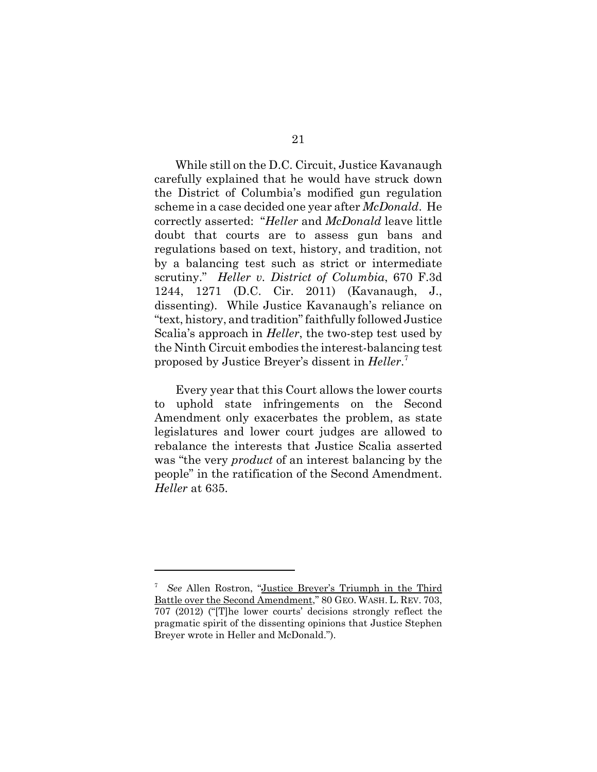While still on the D.C. Circuit, Justice Kavanaugh carefully explained that he would have struck down the District of Columbia's modified gun regulation scheme in a case decided one year after *McDonald*. He correctly asserted: "*Heller* and *McDonald* leave little doubt that courts are to assess gun bans and regulations based on text, history, and tradition, not by a balancing test such as strict or intermediate scrutiny." *Heller v. District of Columbia*, 670 F.3d 1244, 1271 (D.C. Cir. 2011) (Kavanaugh, J., dissenting). While Justice Kavanaugh's reliance on "text, history, and tradition" faithfully followed Justice Scalia's approach in *Heller*, the two-step test used by the Ninth Circuit embodies the interest-balancing test proposed by Justice Breyer's dissent in *Heller*.[7]

Every year that this Court allows the lower courts to uphold state infringements on the Second Amendment only exacerbates the problem, as state legislatures and lower court judges are allowed to rebalance the interests that Justice Scalia asserted was "the very *product* of an interest balancing by the people" in the ratification of the Second Amendment. *Heller* at 635.

---

[7] *See* Allen Rostron, "Justice Breyer's Triumph in the Third Battle over the Second Amendment," 80 GEO. WASH. L. REV. 703, 707 (2012) ("[T]he lower courts' decisions strongly reflect the pragmatic spirit of the dissenting opinions that Justice Stephen Breyer wrote in Heller and McDonald.").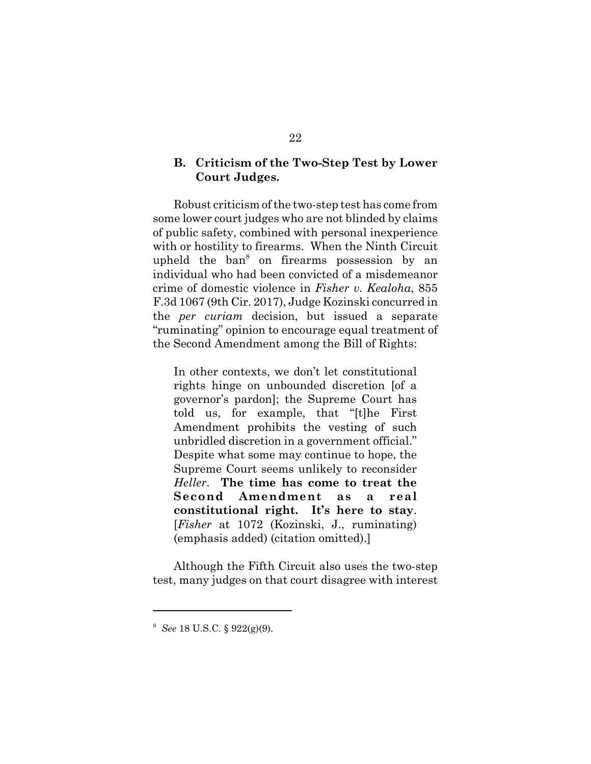### B. Criticism of the Two-Step Test by Lower Court Judges.

Robust criticism of the two-step test has come from some lower court judges who are not blinded by claims of public safety, combined with personal inexperience with or hostility to firearms. When the Ninth Circuit upheld the ban[8] on firearms possession by an individual who had been convicted of a misdemeanor crime of domestic violence in *Fisher v. Kealoha*, 855 F.3d 1067 (9th Cir. 2017), Judge Kozinski concurred in the *per curiam* decision, but issued a separate "ruminating" opinion to encourage equal treatment of the Second Amendment among the Bill of Rights:

> In other contexts, we don't let constitutional rights hinge on unbounded discretion [of a governor's pardon]; the Supreme Court has told us, for example, that "[t]he First Amendment prohibits the vesting of such unbridled discretion in a government official." Despite what some may continue to hope, the Supreme Court seems unlikely to reconsider *Heller*. **The time has come to treat the Second Amendment as a real constitutional right. It's here to stay**. [*Fisher* at 1072 (Kozinski, J., ruminating) (emphasis added) (citation omitted).]

Although the Fifth Circuit also uses the two-step test, many judges on that court disagree with interest

---

[8] *See* 18 U.S.C. § 922(g)(9).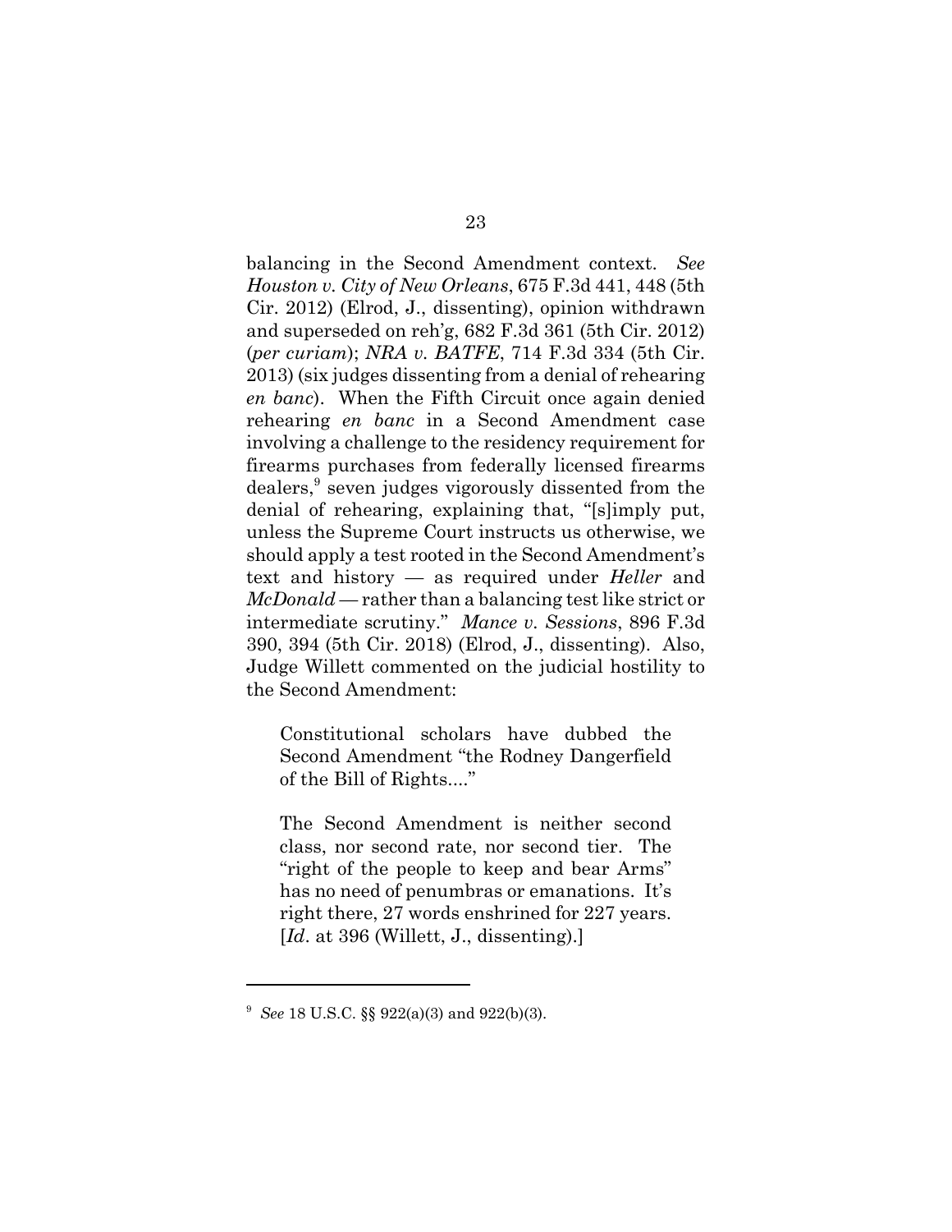balancing in the Second Amendment context. *See Houston v. City of New Orleans*, 675 F.3d 441, 448 (5th Cir. 2012) (Elrod, J., dissenting), opinion withdrawn and superseded on reh'g, 682 F.3d 361 (5th Cir. 2012) (*per curiam*); *NRA v. BATFE*, 714 F.3d 334 (5th Cir. 2013) (six judges dissenting from a denial of rehearing *en banc*). When the Fifth Circuit once again denied rehearing *en banc* in a Second Amendment case involving a challenge to the residency requirement for firearms purchases from federally licensed firearms dealers,[9] seven judges vigorously dissented from the denial of rehearing, explaining that, "[s]imply put, unless the Supreme Court instructs us otherwise, we should apply a test rooted in the Second Amendment's text and history — as required under *Heller* and *McDonald* — rather than a balancing test like strict or intermediate scrutiny." *Mance v. Sessions*, 896 F.3d 390, 394 (5th Cir. 2018) (Elrod, J., dissenting). Also, Judge Willett commented on the judicial hostility to the Second Amendment:

> Constitutional scholars have dubbed the Second Amendment "the Rodney Dangerfield of the Bill of Rights...."
>
> The Second Amendment is neither second class, nor second rate, nor second tier. The "right of the people to keep and bear Arms" has no need of penumbras or emanations. It's right there, 27 words enshrined for 227 years. [*Id*. at 396 (Willett, J., dissenting).]

---

[9] *See* 18 U.S.C. §§ 922(a)(3) and 922(b)(3).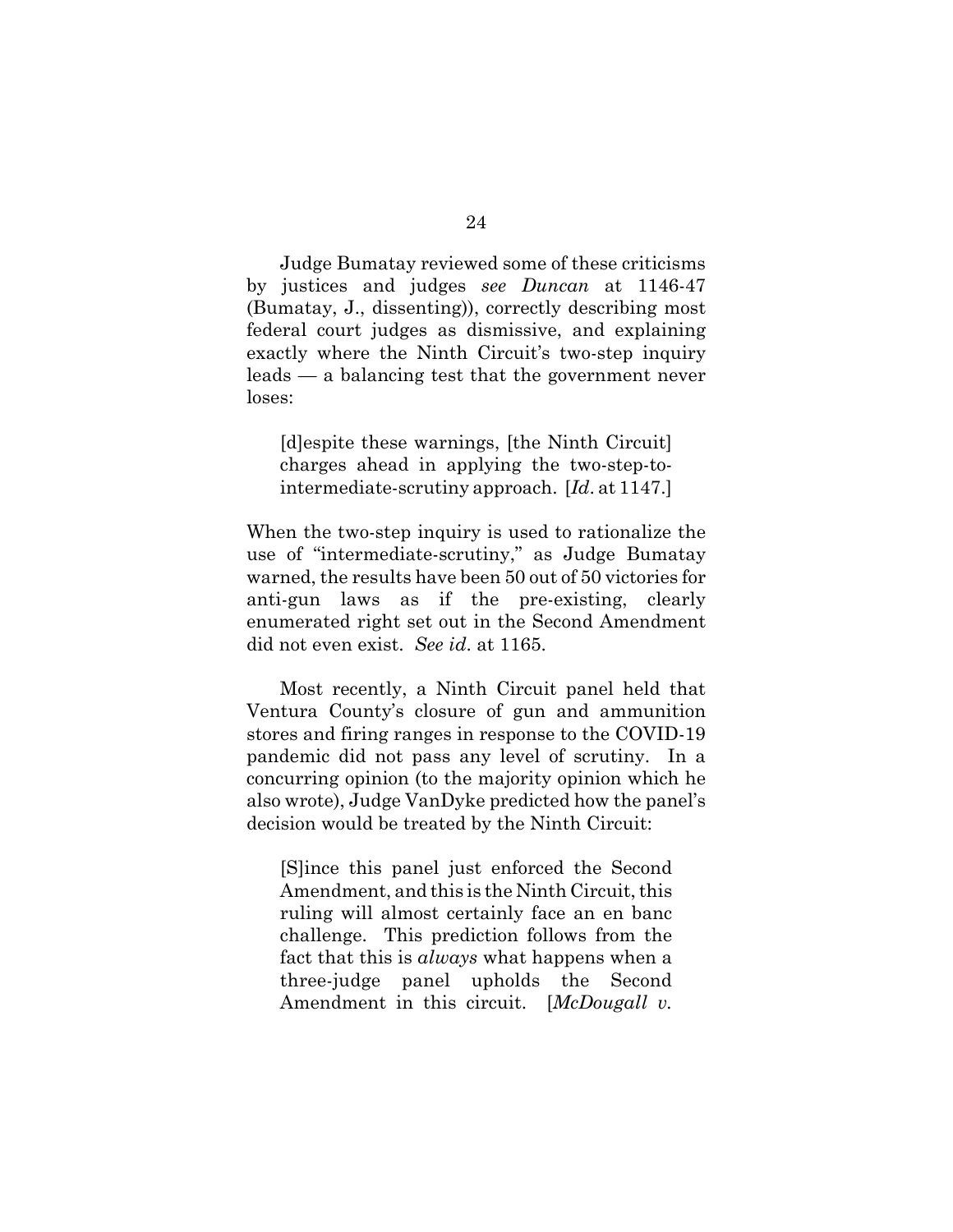Judge Bumatay reviewed some of these criticisms by justices and judges *see Duncan* at 1146-47 (Bumatay, J., dissenting)), correctly describing most federal court judges as dismissive, and explaining exactly where the Ninth Circuit's two-step inquiry leads — a balancing test that the government never loses:

> [d]espite these warnings, [the Ninth Circuit] charges ahead in applying the two-step-to-intermediate-scrutiny approach. [*Id*. at 1147.]

When the two-step inquiry is used to rationalize the use of "intermediate-scrutiny," as Judge Bumatay warned, the results have been 50 out of 50 victories for anti-gun laws as if the pre-existing, clearly enumerated right set out in the Second Amendment did not even exist. *See id*. at 1165.

Most recently, a Ninth Circuit panel held that Ventura County's closure of gun and ammunition stores and firing ranges in response to the COVID-19 pandemic did not pass any level of scrutiny. In a concurring opinion (to the majority opinion which he also wrote), Judge VanDyke predicted how the panel's decision would be treated by the Ninth Circuit:

> [S]ince this panel just enforced the Second Amendment, and this is the Ninth Circuit, this ruling will almost certainly face an en banc challenge. This prediction follows from the fact that this is *always* what happens when a three-judge panel upholds the Second Amendment in this circuit. [*McDougall v.*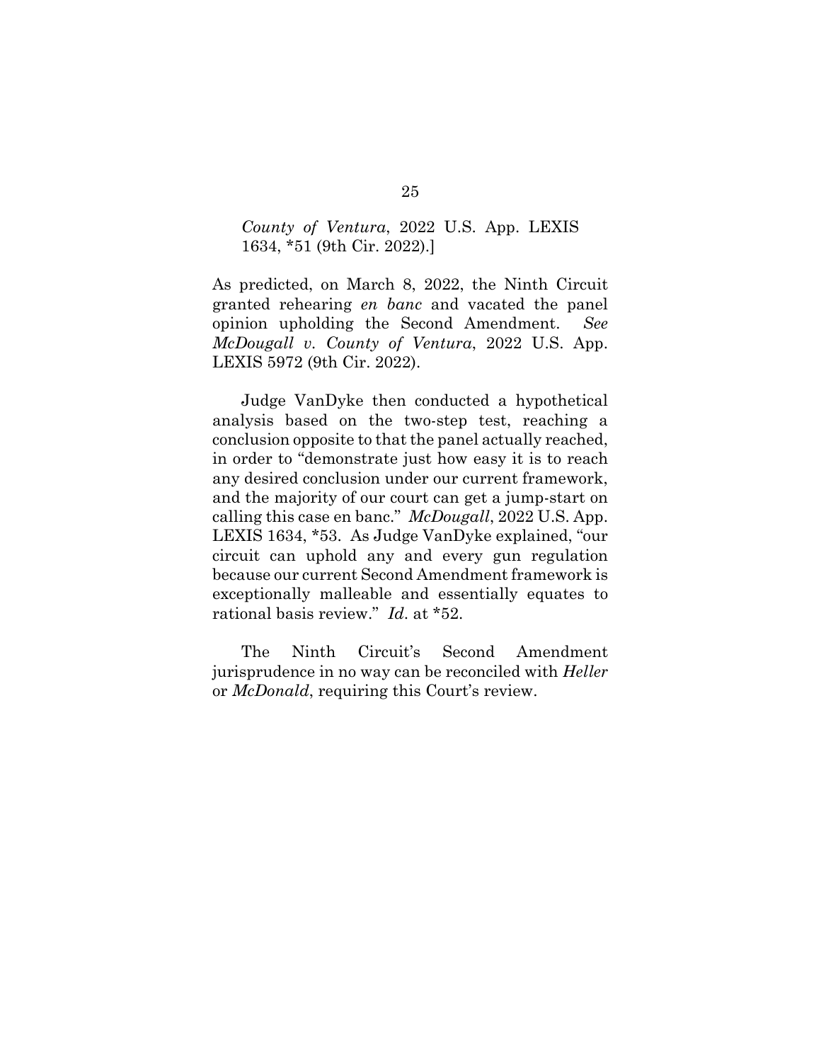*County of Ventura*, 2022 U.S. App. LEXIS 1634, *51 (9th Cir. 2022).]

As predicted, on March 8, 2022, the Ninth Circuit granted rehearing *en banc* and vacated the panel opinion upholding the Second Amendment. *See McDougall v. County of Ventura*, 2022 U.S. App. LEXIS 5972 (9th Cir. 2022).

Judge VanDyke then conducted a hypothetical analysis based on the two-step test, reaching a conclusion opposite to that the panel actually reached, in order to "demonstrate just how easy it is to reach any desired conclusion under our current framework, and the majority of our court can get a jump-start on calling this case en banc." *McDougall*, 2022 U.S. App. LEXIS 1634, *53. As Judge VanDyke explained, "our circuit can uphold any and every gun regulation because our current Second Amendment framework is exceptionally malleable and essentially equates to rational basis review." *Id*. at *52.

The Ninth Circuit's Second Amendment jurisprudence in no way can be reconciled with *Heller* or *McDonald*, requiring this Court's review.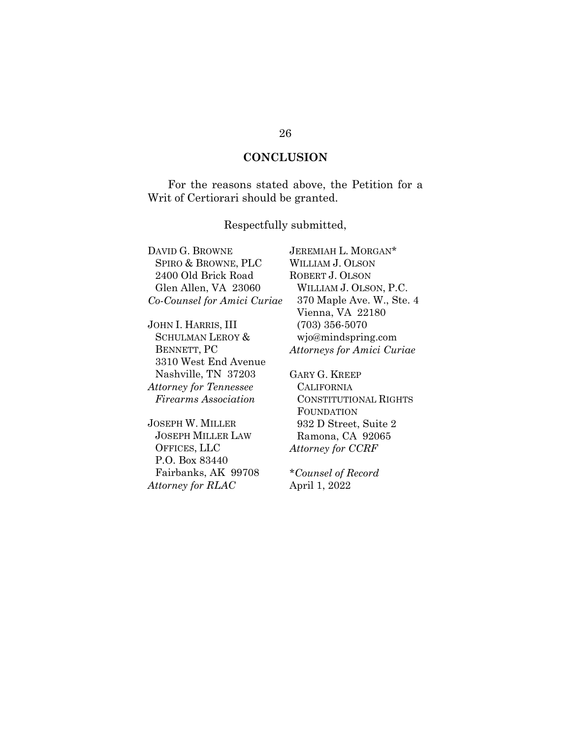## CONCLUSION

For the reasons stated above, the Petition for a Writ of Certiorari should be granted.

Respectfully submitted,

DAVID G. BROWNE
SPIRO & BROWNE, PLC
2400 Old Brick Road
Glen Allen, VA 23060
*Co-Counsel for Amici Curiae*

JOHN I. HARRIS, III
SCHULMAN LEROY & BENNETT, PC
3310 West End Avenue
Nashville, TN 37203
*Attorney for Tennessee Firearms Association*

JOSEPH W. MILLER
JOSEPH MILLER LAW OFFICES, LLC
P.O. Box 83440
Fairbanks, AK 99708
*Attorney for RLAC*

JEREMIAH L. MORGAN*
WILLIAM J. OLSON
ROBERT J. OLSON
WILLIAM J. OLSON, P.C.
370 Maple Ave. W., Ste. 4
Vienna, VA 22180
(703) 356-5070
wjo@mindspring.com
*Attorneys for Amici Curiae*

GARY G. KREEP
CALIFORNIA CONSTITUTIONAL RIGHTS FOUNDATION
932 D Street, Suite 2
Ramona, CA 92065
*Attorney for CCRF*

**Counsel of Record*
April 1, 2022